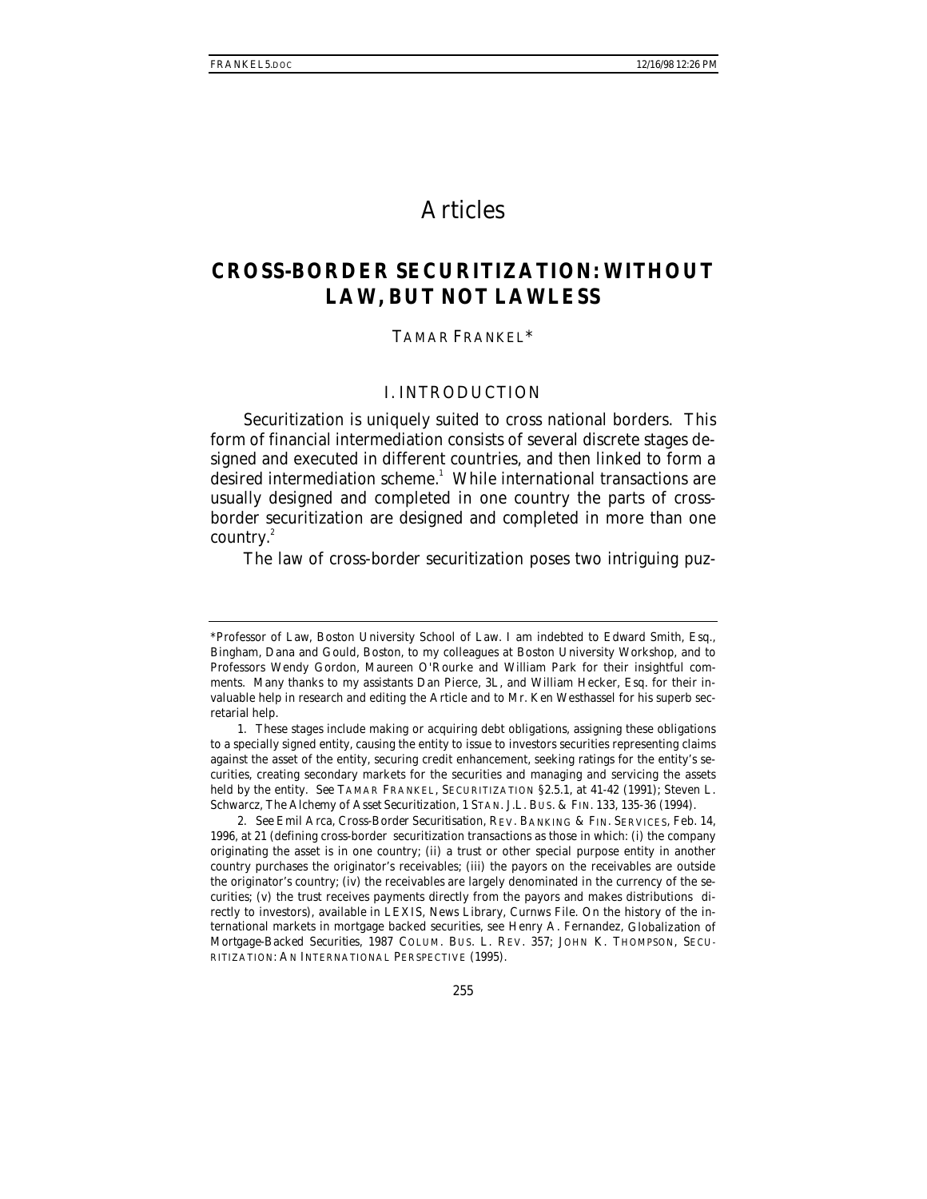# Articles

## CROSS-BORDER SECURITIZATION: WITHOUT LAW, BUT NOT LAWLESS

TAMAR FRANKEL*

### I. INTRODUCTION

Securitization is uniquely suited to cross national borders. This form of financial intermediation consists of several discrete stages designed and executed in different countries, and then linked to form a desired intermediation scheme.[1] While international transactions are usually designed and completed in one country the parts of cross-border securitization are designed and completed in more than one country.[2]

The law of cross-border securitization poses two intriguing puz-

---

*Professor of Law, Boston University School of Law. I am indebted to Edward Smith, Esq., Bingham, Dana and Gould, Boston, to my colleagues at Boston University Workshop, and to Professors Wendy Gordon, Maureen O'Rourke and William Park for their insightful comments. Many thanks to my assistants Dan Pierce, 3L, and William Hecker, Esq. for their invaluable help in research and editing the Article and to Mr. Ken Westhassel for his superb secretarial help.

1. These stages include making or acquiring debt obligations, assigning these obligations to a specially signed entity, causing the entity to issue to investors securities representing claims against the asset of the entity, securing credit enhancement, seeking ratings for the entity's securities, creating secondary markets for the securities and managing and servicing the assets held by the entity. *See* TAMAR FRANKEL, SECURITIZATION §2.5.1, at 41-42 (1991); Steven L. Schwarcz, *The Alchemy of Asset Securitization*, 1 STAN. J.L. BUS. & FIN. 133, 135-36 (1994).

2. *See* Emil Arca, *Cross-Border Securitisation*, REV. BANKING & FIN. SERVICES, Feb. 14, 1996, at 21 (defining cross-border securitization transactions as those in which: (i) the company originating the asset is in one country; (ii) a trust or other special purpose entity in another country purchases the originator's receivables; (iii) the payors on the receivables are outside the originator's country; (iv) the receivables are largely denominated in the currency of the securities; (v) the trust receives payments directly from the payors and makes distributions directly to investors), *available in* LEXIS, News Library, Curnws File. On the history of the international markets in mortgage backed securities, see Henry A. Fernandez, *Globalization of Mortgage-Backed Securities*, 1987 COLUM. BUS. L. REV. 357; JOHN K. THOMPSON, SECURITIZATION: AN INTERNATIONAL PERSPECTIVE (1995).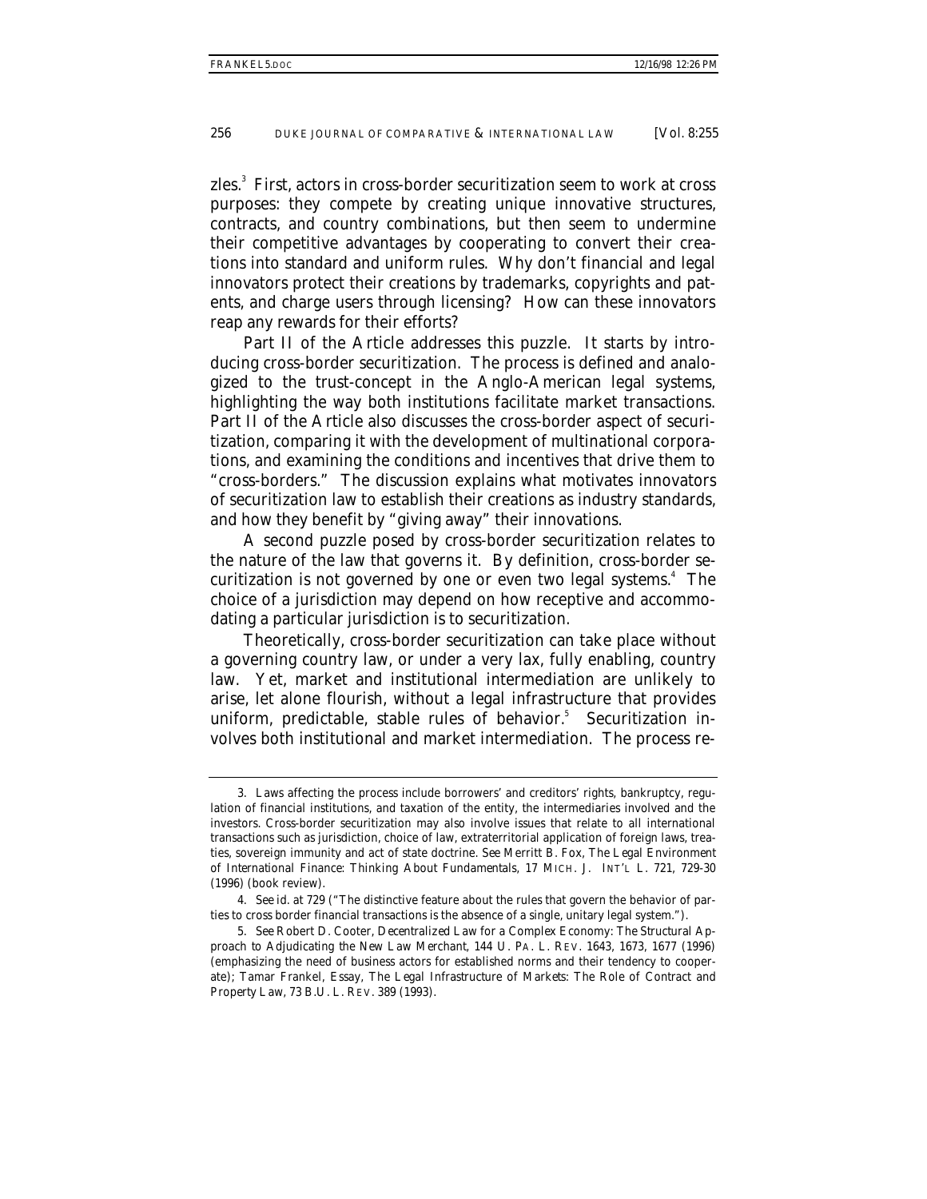zles.[3] First, actors in cross-border securitization seem to work at cross purposes: they compete by creating unique innovative structures, contracts, and country combinations, but then seem to undermine their competitive advantages by cooperating to convert their creations into standard and uniform rules. Why don't financial and legal innovators protect their creations by trademarks, copyrights and patents, and charge users through licensing? How can these innovators reap any rewards for their efforts?

Part II of the Article addresses this puzzle. It starts by introducing cross-border securitization. The process is defined and analogized to the trust-concept in the Anglo-American legal systems, highlighting the way both institutions facilitate market transactions. Part II of the Article also discusses the cross-border aspect of securitization, comparing it with the development of multinational corporations, and examining the conditions and incentives that drive them to "cross-borders." The discussion explains what motivates innovators of securitization law to establish their creations as industry standards, and how they benefit by "giving away" their innovations.

A second puzzle posed by cross-border securitization relates to the nature of the law that governs it. By definition, cross-border securitization is not governed by one or even two legal systems.[4] The choice of a jurisdiction may depend on how receptive and accommodating a particular jurisdiction is to securitization.

Theoretically, cross-border securitization can take place without a governing country law, or under a very lax, fully enabling, country law. Yet, market and institutional intermediation are unlikely to arise, let alone flourish, without a legal infrastructure that provides uniform, predictable, stable rules of behavior.[5] Securitization involves both institutional and market intermediation. The process re-

---

3. Laws affecting the process include borrowers' and creditors' rights, bankruptcy, regulation of financial institutions, and taxation of the entity, the intermediaries involved and the investors. Cross-border securitization may also involve issues that relate to all international transactions such as jurisdiction, choice of law, extraterritorial application of foreign laws, treaties, sovereign immunity and act of state doctrine. *See* Merritt B. Fox, *The Legal Environment of International Finance: Thinking About Fundamentals*, 17 MICH. J. INT'L L. 721, 729-30 (1996) (book review).

4. *See id.* at 729 ("The distinctive feature about the rules that govern the behavior of parties to cross border financial transactions is the absence of a single, unitary legal system.").

5. *See* Robert D. Cooter, *Decentralized Law for a Complex Economy: The Structural Approach to Adjudicating the New Law Merchant*, 144 U. PA. L. REV. 1643, 1673, 1677 (1996) (emphasizing the need of business actors for established norms and their tendency to cooperate); Tamar Frankel, Essay, *The Legal Infrastructure of Markets: The Role of Contract and Property Law*, 73 B.U. L. REV. 389 (1993).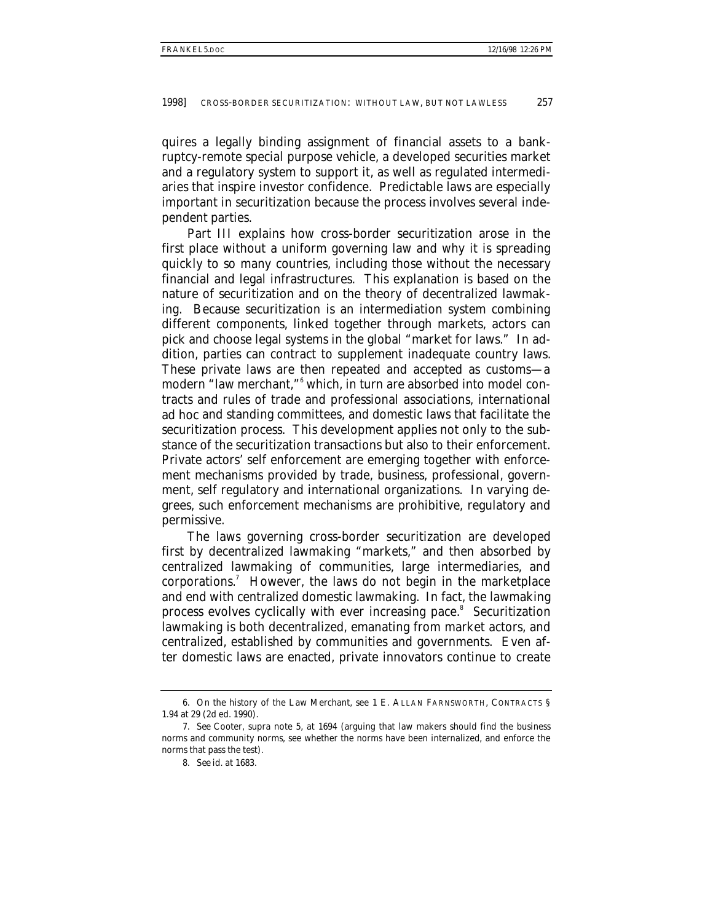quires a legally binding assignment of financial assets to a bankruptcy-remote special purpose vehicle, a developed securities market and a regulatory system to support it, as well as regulated intermediaries that inspire investor confidence. Predictable laws are especially important in securitization because the process involves several independent parties.

Part III explains how cross-border securitization arose in the first place without a uniform governing law and why it is spreading quickly to so many countries, including those without the necessary financial and legal infrastructures. This explanation is based on the nature of securitization and on the theory of decentralized lawmaking. Because securitization is an intermediation system combining different components, linked together through markets, actors can pick and choose legal systems in the global "market for laws." In addition, parties can contract to supplement inadequate country laws. These private laws are then repeated and accepted as customs—a modern "law merchant,"[6] which, in turn are absorbed into model contracts and rules of trade and professional associations, international *ad hoc* and standing committees, and domestic laws that facilitate the securitization process. This development applies not only to the substance of the securitization transactions but also to their enforcement. Private actors' self enforcement are emerging together with enforcement mechanisms provided by trade, business, professional, government, self regulatory and international organizations. In varying degrees, such enforcement mechanisms are prohibitive, regulatory and permissive.

The laws governing cross-border securitization are developed first by decentralized lawmaking "markets," and then absorbed by centralized lawmaking of communities, large intermediaries, and corporations.[7] However, the laws do not begin in the marketplace and end with centralized domestic lawmaking. In fact, the lawmaking process evolves cyclically with ever increasing pace.[8] Securitization lawmaking is both decentralized, emanating from market actors, and centralized, established by communities and governments. Even after domestic laws are enacted, private innovators continue to create

---

6. On the history of the Law Merchant, see 1 E. ALLAN FARNSWORTH, CONTRACTS § 1.94 at 29 (2d ed. 1990).

7. *See* Cooter, *supra* note 5, at 1694 (arguing that law makers should find the business norms and community norms, see whether the norms have been internalized, and enforce the norms that pass the test).

8. *See id.* at 1683.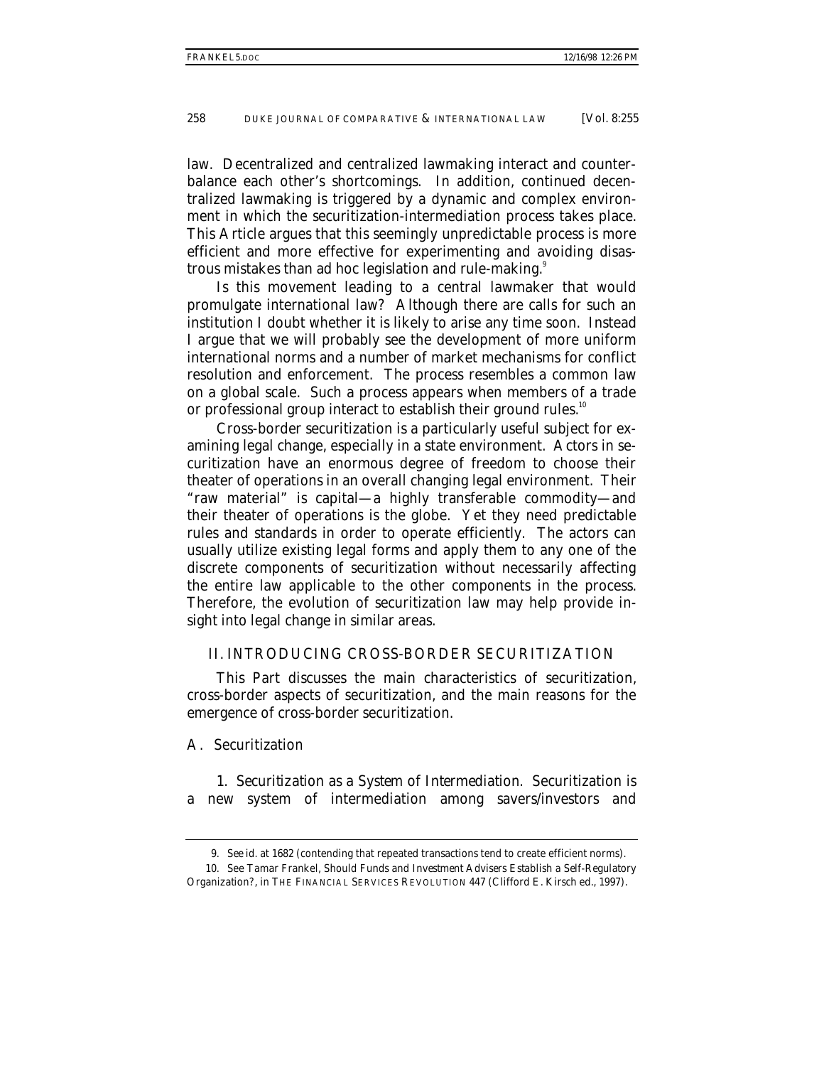law. Decentralized and centralized lawmaking interact and counterbalance each other's shortcomings. In addition, continued decentralized lawmaking is triggered by a dynamic and complex environment in which the securitization-intermediation process takes place. This Article argues that this seemingly unpredictable process is more efficient and more effective for experimenting and avoiding disastrous mistakes than ad hoc legislation and rule-making.[9]

Is this movement leading to a central lawmaker that would promulgate international law? Although there are calls for such an institution I doubt whether it is likely to arise any time soon. Instead I argue that we will probably see the development of more uniform international norms and a number of market mechanisms for conflict resolution and enforcement. The process resembles a common law on a global scale. Such a process appears when members of a trade or professional group interact to establish their ground rules.[10]

Cross-border securitization is a particularly useful subject for examining legal change, especially in a state environment. Actors in securitization have an enormous degree of freedom to choose their theater of operations in an overall changing legal environment. Their "raw material" is capital—a highly transferable commodity—and their theater of operations is the globe. Yet they need predictable rules and standards in order to operate efficiently. The actors can usually utilize existing legal forms and apply them to any one of the discrete components of securitization without necessarily affecting the entire law applicable to the other components in the process. Therefore, the evolution of securitization law may help provide insight into legal change in similar areas.

## II. INTRODUCING CROSS-BORDER SECURITIZATION

This Part discusses the main characteristics of securitization, cross-border aspects of securitization, and the main reasons for the emergence of cross-border securitization.

### A. Securitization

*1. Securitization as a System of Intermediation.* Securitization is a new system of intermediation among savers/investors and

---

9. *See id.* at 1682 (contending that repeated transactions tend to create efficient norms).

10. *See* Tamar Frankel, *Should Funds and Investment Advisers Establish a Self-Regulatory Organization?*, *in* THE FINANCIAL SERVICES REVOLUTION 447 (Clifford E. Kirsch ed., 1997).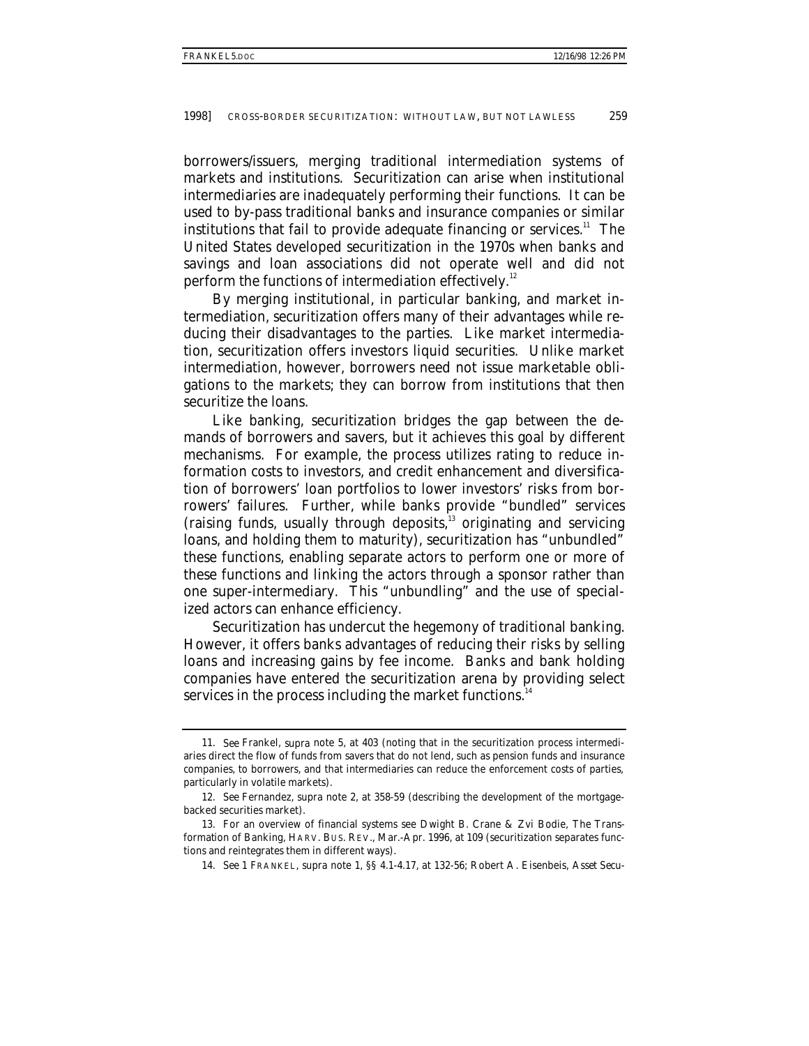borrowers/issuers, merging traditional intermediation systems of markets and institutions. Securitization can arise when institutional intermediaries are inadequately performing their functions. It can be used to by-pass traditional banks and insurance companies or similar institutions that fail to provide adequate financing or services.[11] The United States developed securitization in the 1970s when banks and savings and loan associations did not operate well and did not perform the functions of intermediation effectively.[12]

By merging institutional, in particular banking, and market intermediation, securitization offers many of their advantages while reducing their disadvantages to the parties. Like market intermediation, securitization offers investors liquid securities. Unlike market intermediation, however, borrowers need not issue marketable obligations to the markets; they can borrow from institutions that then securitize the loans.

Like banking, securitization bridges the gap between the demands of borrowers and savers, but it achieves this goal by different mechanisms. For example, the process utilizes rating to reduce information costs to investors, and credit enhancement and diversification of borrowers' loan portfolios to lower investors' risks from borrowers' failures. Further, while banks provide "bundled" services (raising funds, usually through deposits,[13] originating and servicing loans, and holding them to maturity), securitization has "unbundled" these functions, enabling separate actors to perform one or more of these functions and linking the actors through a sponsor rather than one super-intermediary. This "unbundling" and the use of specialized actors can enhance efficiency.

Securitization has undercut the hegemony of traditional banking. However, it offers banks advantages of reducing their risks by selling loans and increasing gains by fee income. Banks and bank holding companies have entered the securitization arena by providing select services in the process including the market functions.[14]

---

11. *See* Frankel, *supra* note 5, at 403 (noting that in the securitization process intermediaries direct the flow of funds from savers that do not lend, such as pension funds and insurance companies, to borrowers, and that intermediaries can reduce the enforcement costs of parties, particularly in volatile markets).

12. *See* Fernandez, *supra* note 2, at 358-59 (describing the development of the mortgage-backed securities market).

13. For an overview of financial systems see Dwight B. Crane & Zvi Bodie, *The Transformation of Banking*, HARV. BUS. REV., Mar.-Apr. 1996, at 109 (securitization separates functions and reintegrates them in different ways).

14. *See* 1 FRANKEL, *supra* note 1, §§ 4.1-4.17, at 132-56; Robert A. Eisenbeis, *Asset Secu-*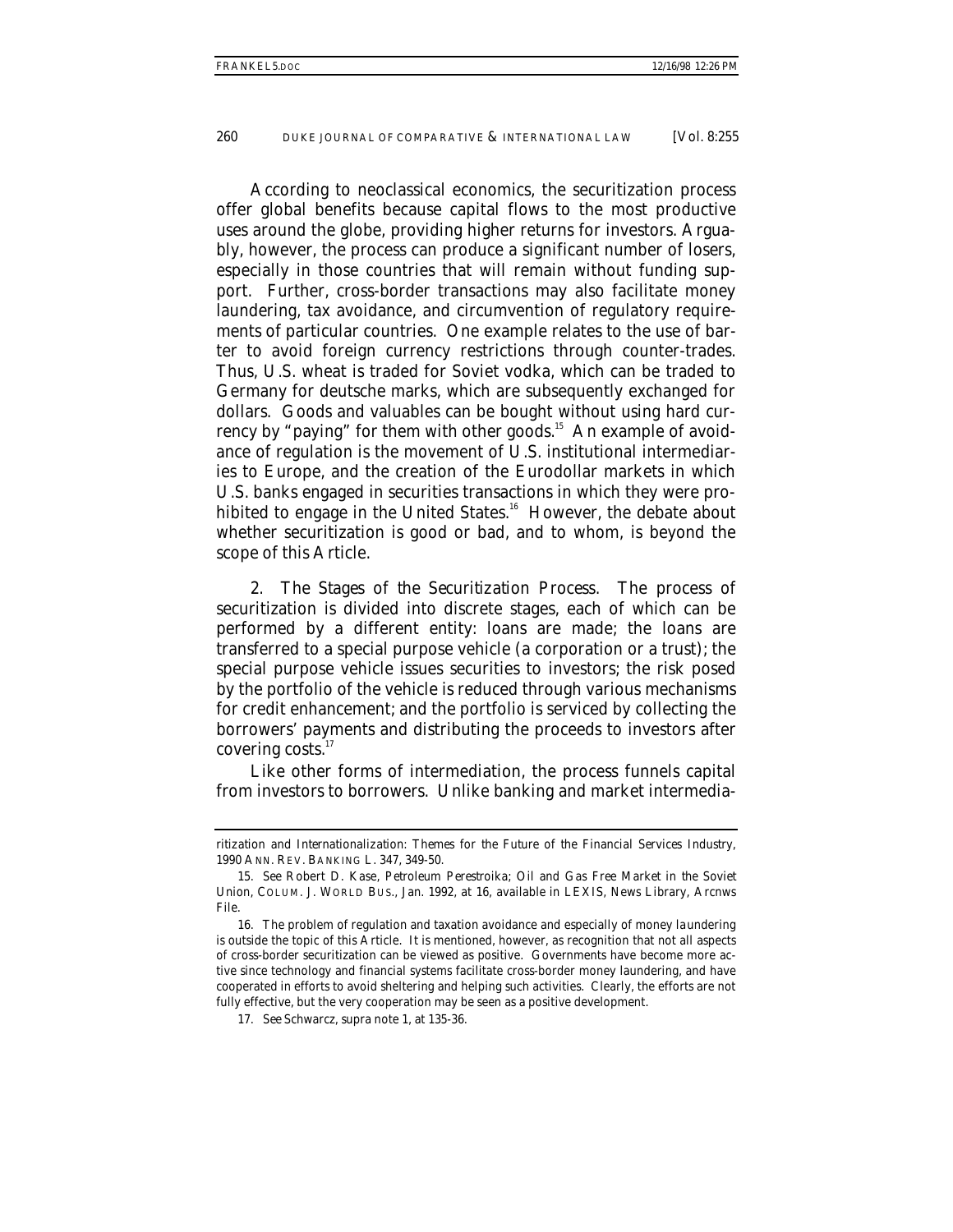According to neoclassical economics, the securitization process offer global benefits because capital flows to the most productive uses around the globe, providing higher returns for investors. Arguably, however, the process can produce a significant number of losers, especially in those countries that will remain without funding support. Further, cross-border transactions may also facilitate money laundering, tax avoidance, and circumvention of regulatory requirements of particular countries. One example relates to the use of barter to avoid foreign currency restrictions through counter-trades. Thus, U.S. wheat is traded for Soviet vodka, which can be traded to Germany for deutsche marks, which are subsequently exchanged for dollars. Goods and valuables can be bought without using hard currency by "paying" for them with other goods.[15] An example of avoidance of regulation is the movement of U.S. institutional intermediaries to Europe, and the creation of the Eurodollar markets in which U.S. banks engaged in securities transactions in which they were prohibited to engage in the United States.[16] However, the debate about whether securitization is good or bad, and to whom, is beyond the scope of this Article.

2. *The Stages of the Securitization Process.* The process of securitization is divided into discrete stages, each of which can be performed by a different entity: loans are made; the loans are transferred to a special purpose vehicle (a corporation or a trust); the special purpose vehicle issues securities to investors; the risk posed by the portfolio of the vehicle is reduced through various mechanisms for credit enhancement; and the portfolio is serviced by collecting the borrowers' payments and distributing the proceeds to investors after covering costs.[17]

Like other forms of intermediation, the process funnels capital from investors to borrowers. Unlike banking and market intermedia-

---

ritization and Internationalization: Themes for the Future of the Financial Services Industry*, 1990 ANN. REV. BANKING L. 347, 349-50.

15. *See* Robert D. Kase, *Petroleum Perestroika; Oil and Gas Free Market in the Soviet Union*, COLUM. J. WORLD BUS., Jan. 1992, at 16, *available in* LEXIS, News Library, Arcnws File.

16. The problem of regulation and taxation avoidance and especially of money laundering is outside the topic of this Article. It is mentioned, however, as recognition that not all aspects of cross-border securitization can be viewed as positive. Governments have become more active since technology and financial systems facilitate cross-border money laundering, and have cooperated in efforts to avoid sheltering and helping such activities. Clearly, the efforts are not fully effective, but the very cooperation may be seen as a positive development.

17. *See* Schwarcz, *supra* note 1, at 135-36.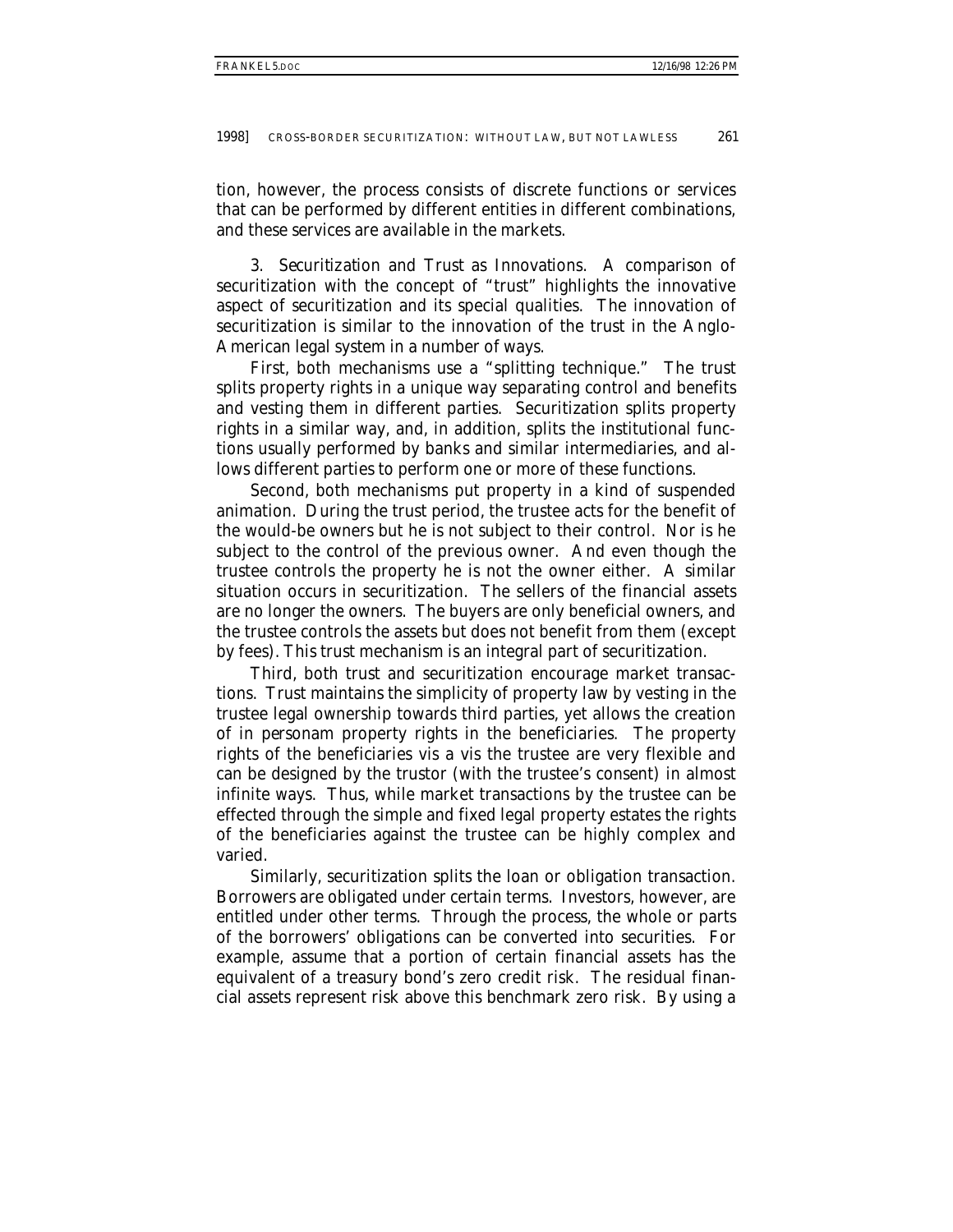tion, however, the process consists of discrete functions or services that can be performed by different entities in different combinations, and these services are available in the markets.

3. *Securitization and Trust as Innovations.* A comparison of securitization with the concept of "trust" highlights the innovative aspect of securitization and its special qualities. The innovation of securitization is similar to the innovation of the trust in the Anglo-American legal system in a number of ways.

First, both mechanisms use a "splitting technique." The trust splits property rights in a unique way separating control and benefits and vesting them in different parties. Securitization splits property rights in a similar way, and, in addition, splits the institutional functions usually performed by banks and similar intermediaries, and allows different parties to perform one or more of these functions.

Second, both mechanisms put property in a kind of suspended animation. During the trust period, the trustee acts for the benefit of the would-be owners but he is not subject to their control. Nor is he subject to the control of the previous owner. And even though the trustee controls the property he is not the owner either. A similar situation occurs in securitization. The sellers of the financial assets are no longer the owners. The buyers are only beneficial owners, and the trustee controls the assets but does not benefit from them (except by fees). This trust mechanism is an integral part of securitization.

Third, both trust and securitization encourage market transactions. Trust maintains the simplicity of property law by vesting in the trustee legal ownership towards third parties, yet allows the creation of *in personam* property rights in the beneficiaries. The property rights of the beneficiaries vis a vis the trustee are very flexible and can be designed by the trustor (with the trustee's consent) in almost infinite ways. Thus, while market transactions by the trustee can be effected through the simple and fixed legal property estates the rights of the beneficiaries against the trustee can be highly complex and varied.

Similarly, securitization splits the loan or obligation transaction. Borrowers are obligated under certain terms. Investors, however, are entitled under other terms. Through the process, the whole or parts of the borrowers' obligations can be converted into securities. For example, assume that a portion of certain financial assets has the equivalent of a treasury bond's zero credit risk. The residual financial assets represent risk above this benchmark zero risk. By using a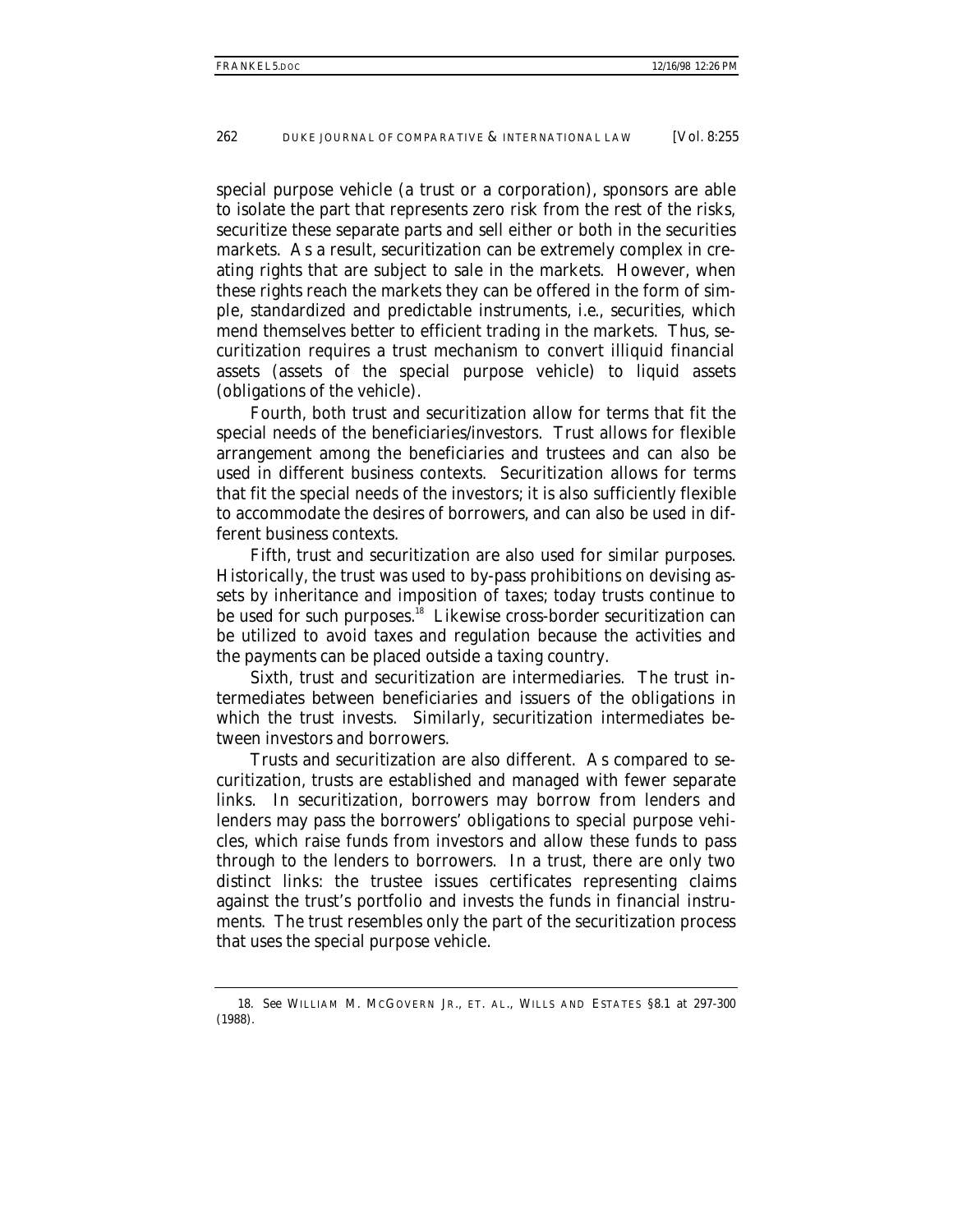special purpose vehicle (a trust or a corporation), sponsors are able to isolate the part that represents zero risk from the rest of the risks, securitize these separate parts and sell either or both in the securities markets. As a result, securitization can be extremely complex in creating rights that are subject to sale in the markets. However, when these rights reach the markets they can be offered in the form of simple, standardized and predictable instruments, i.e., securities, which mend themselves better to efficient trading in the markets. Thus, securitization requires a trust mechanism to convert illiquid financial assets (assets of the special purpose vehicle) to liquid assets (obligations of the vehicle).

Fourth, both trust and securitization allow for terms that fit the special needs of the beneficiaries/investors. Trust allows for flexible arrangement among the beneficiaries and trustees and can also be used in different business contexts. Securitization allows for terms that fit the special needs of the investors; it is also sufficiently flexible to accommodate the desires of borrowers, and can also be used in different business contexts.

Fifth, trust and securitization are also used for similar purposes. Historically, the trust was used to by-pass prohibitions on devising assets by inheritance and imposition of taxes; today trusts continue to be used for such purposes.[18] Likewise cross-border securitization can be utilized to avoid taxes and regulation because the activities and the payments can be placed outside a taxing country.

Sixth, trust and securitization are intermediaries. The trust intermediates between beneficiaries and issuers of the obligations in which the trust invests. Similarly, securitization intermediates between investors and borrowers.

Trusts and securitization are also different. As compared to securitization, trusts are established and managed with fewer separate links. In securitization, borrowers may borrow from lenders and lenders may pass the borrowers' obligations to special purpose vehicles, which raise funds from investors and allow these funds to pass through to the lenders to borrowers. In a trust, there are only two distinct links: the trustee issues certificates representing claims against the trust's portfolio and invests the funds in financial instruments. The trust resembles only the part of the securitization process that uses the special purpose vehicle.

---

18. *See* WILLIAM M. MCGOVERN JR., ET. AL., WILLS AND ESTATES §8.1 at 297-300 (1988).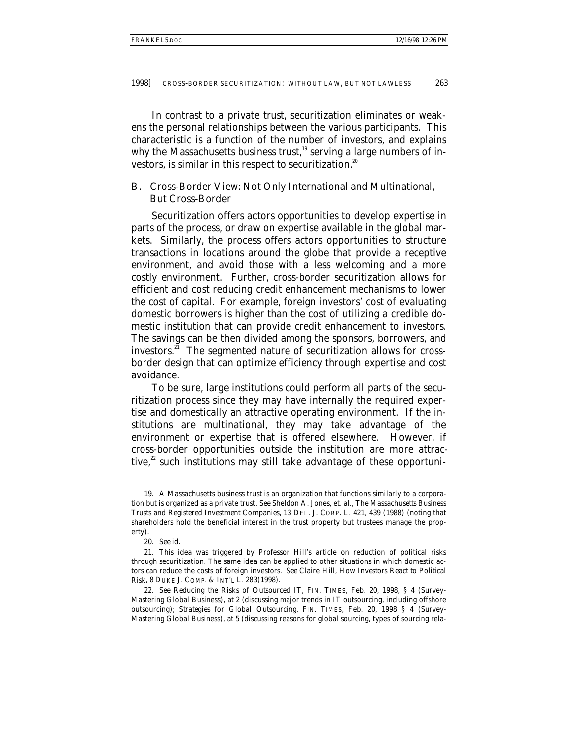In contrast to a private trust, securitization eliminates or weakens the personal relationships between the various participants. This characteristic is a function of the number of investors, and explains why the Massachusetts business trust,[19] serving a large numbers of investors, is similar in this respect to securitization.[20]

## B. Cross-Border View: Not Only International and Multinational, But Cross-Border

Securitization offers actors opportunities to develop expertise in parts of the process, or draw on expertise available in the global markets. Similarly, the process offers actors opportunities to structure transactions in locations around the globe that provide a receptive environment, and avoid those with a less welcoming and a more costly environment. Further, cross-border securitization allows for efficient and cost reducing credit enhancement mechanisms to lower the cost of capital. For example, foreign investors' cost of evaluating domestic borrowers is higher than the cost of utilizing a credible domestic institution that can provide credit enhancement to investors. The savings can be then divided among the sponsors, borrowers, and investors.[21] The segmented nature of securitization allows for cross-border design that can optimize efficiency through expertise and cost avoidance.

To be sure, large institutions could perform all parts of the securitization process since they may have internally the required expertise and domestically an attractive operating environment. If the institutions are multinational, they may take advantage of the environment or expertise that is offered elsewhere. However, if cross-border opportunities outside the institution are more attractive,[22] such institutions may still take advantage of these opportuni-

---

19. A Massachusetts business trust is an organization that functions similarly to a corporation but is organized as a private trust. *See* Sheldon A. Jones, et. al., *The Massachusetts Business Trusts and Registered Investment Companies*, 13 DEL. J. CORP. L. 421, 439 (1988) (noting that shareholders hold the beneficial interest in the trust property but trustees manage the property).

20. *See id.*

21. This idea was triggered by Professor Hill's article on reduction of political risks through securitization. The same idea can be applied to other situations in which domestic actors can reduce the costs of foreign investors. *See* Claire Hill, *How Investors React to Political Risk*, 8 DUKE J. COMP. & INT'L L. 283(1998).

22. *See Reducing the Risks of Outsourced IT*, FIN. TIMES, Feb. 20, 1998, § 4 (Survey-Mastering Global Business), at 2 (discussing major trends in IT outsourcing, including offshore outsourcing); *Strategies for Global Outsourcing*, FIN. TIMES, Feb. 20, 1998 § 4 (Survey-Mastering Global Business), at 5 (discussing reasons for global sourcing, types of sourcing rela-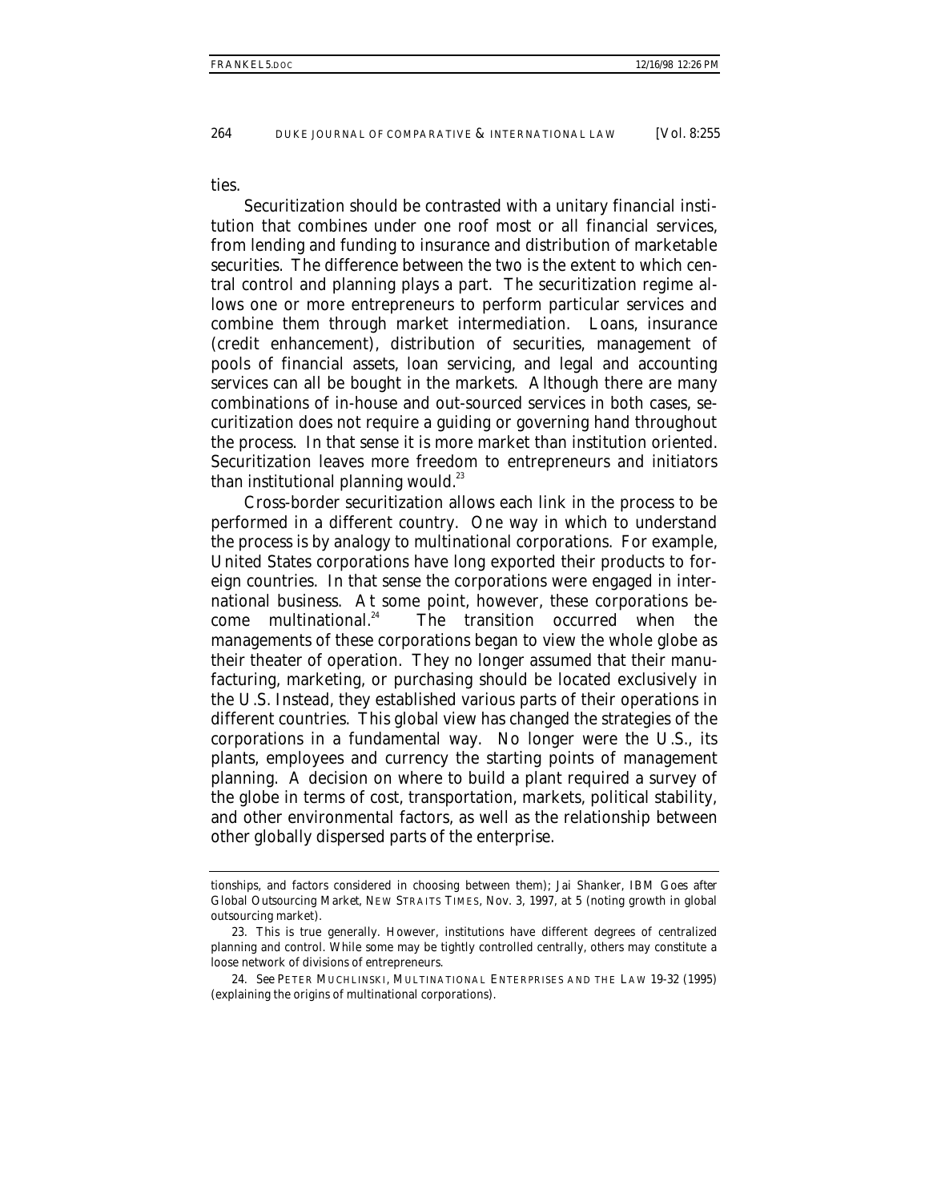ties.

Securitization should be contrasted with a unitary financial institution that combines under one roof most or all financial services, from lending and funding to insurance and distribution of marketable securities. The difference between the two is the extent to which central control and planning plays a part. The securitization regime allows one or more entrepreneurs to perform particular services and combine them through market intermediation. Loans, insurance (credit enhancement), distribution of securities, management of pools of financial assets, loan servicing, and legal and accounting services can all be bought in the markets. Although there are many combinations of in-house and out-sourced services in both cases, securitization does not require a guiding or governing hand throughout the process. In that sense it is more market than institution oriented. Securitization leaves more freedom to entrepreneurs and initiators than institutional planning would.[23]

Cross-border securitization allows each link in the process to be performed in a different country. One way in which to understand the process is by analogy to multinational corporations. For example, United States corporations have long exported their products to foreign countries. In that sense the corporations were engaged in international business. At some point, however, these corporations become multinational.[24] The transition occurred when the managements of these corporations began to view the whole globe as their theater of operation. They no longer assumed that their manufacturing, marketing, or purchasing should be located exclusively in the U.S. Instead, they established various parts of their operations in different countries. This global view has changed the strategies of the corporations in a fundamental way. No longer were the U.S., its plants, employees and currency the starting points of management planning. A decision on where to build a plant required a survey of the globe in terms of cost, transportation, markets, political stability, and other environmental factors, as well as the relationship between other globally dispersed parts of the enterprise.

---

tionships, and factors considered in choosing between them); Jai Shanker, *IBM Goes after Global Outsourcing Market*, NEW STRAITS TIMES, Nov. 3, 1997, at 5 (noting growth in global outsourcing market).

23. This is true generally. However, institutions have different degrees of centralized planning and control. While some may be tightly controlled centrally, others may constitute a loose network of divisions of entrepreneurs.

24. *See* PETER MUCHLINSKI, MULTINATIONAL ENTERPRISES AND THE LAW 19-32 (1995) (explaining the origins of multinational corporations).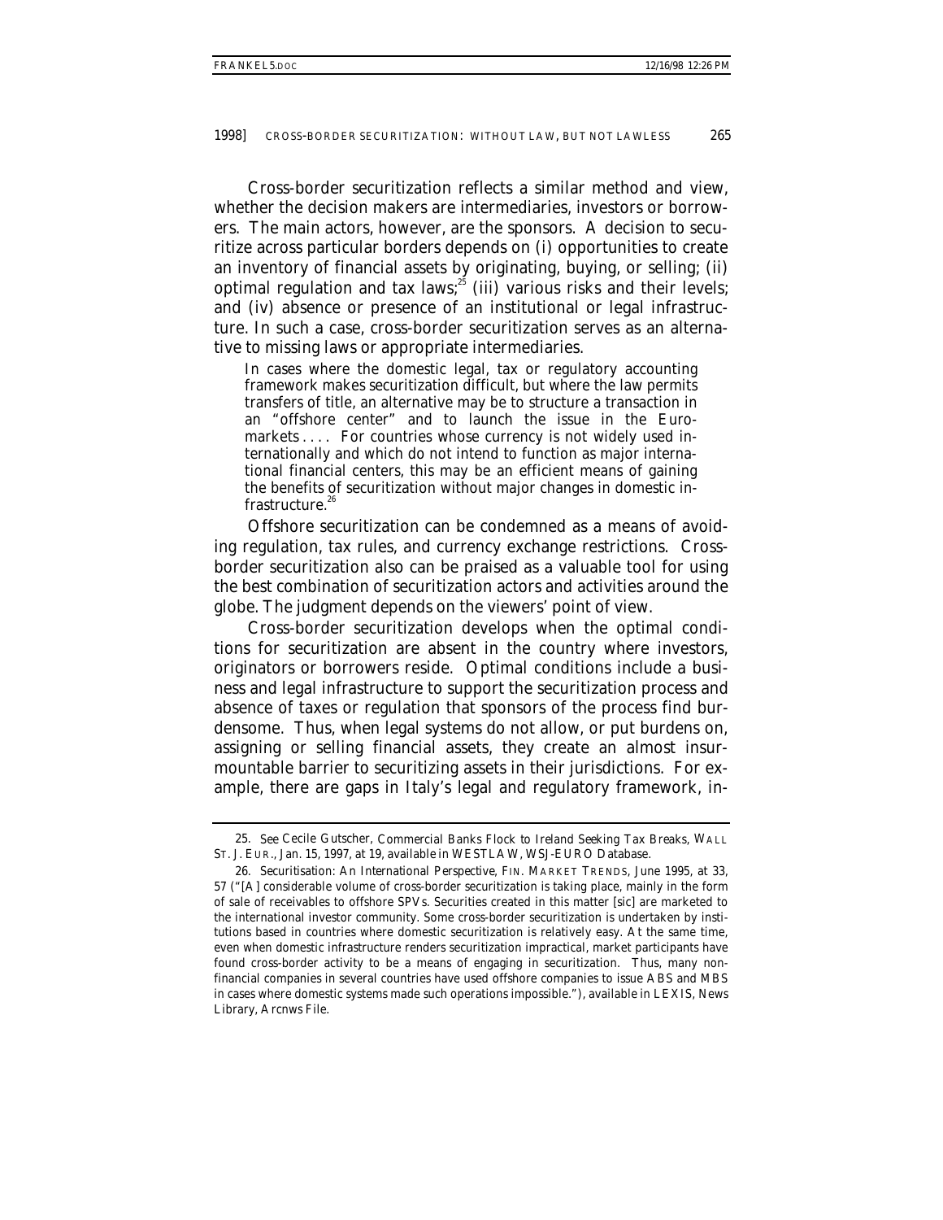Cross-border securitization reflects a similar method and view, whether the decision makers are intermediaries, investors or borrowers. The main actors, however, are the sponsors. A decision to securitize across particular borders depends on (i) opportunities to create an inventory of financial assets by originating, buying, or selling; (ii) optimal regulation and tax laws;[25] (iii) various risks and their levels; and (iv) absence or presence of an institutional or legal infrastructure. In such a case, cross-border securitization serves as an alternative to missing laws or appropriate intermediaries.

> In cases where the domestic legal, tax or regulatory accounting framework makes securitization difficult, but where the law permits transfers of title, an alternative may be to structure a transaction in an "offshore center" and to launch the issue in the Euromarkets . . . . For countries whose currency is not widely used internationally and which do not intend to function as major international financial centers, this may be an efficient means of gaining the benefits of securitization without major changes in domestic infrastructure.[26]

Offshore securitization can be condemned as a means of avoiding regulation, tax rules, and currency exchange restrictions. Cross-border securitization also can be praised as a valuable tool for using the best combination of securitization actors and activities around the globe. The judgment depends on the viewers' point of view.

Cross-border securitization develops when the optimal conditions for securitization are absent in the country where investors, originators or borrowers reside. Optimal conditions include a business and legal infrastructure to support the securitization process and absence of taxes or regulation that sponsors of the process find burdensome. Thus, when legal systems do not allow, or put burdens on, assigning or selling financial assets, they create an almost insurmountable barrier to securitizing assets in their jurisdictions. For example, there are gaps in Italy's legal and regulatory framework, in-

---

25. *See* Cecile Gutscher, *Commercial Banks Flock to Ireland Seeking Tax Breaks*, WALL ST. J. EUR., Jan. 15, 1997, at 19, *available in* WESTLAW, WSJ-EURO Database.

26. *Securitisation: An International Perspective*, FIN. MARKET TRENDS, June 1995, at 33, 57 ("[A] considerable volume of cross-border securitization is taking place, mainly in the form of sale of receivables to offshore SPVs. Securities created in this matter [sic] are marketed to the international investor community. Some cross-border securitization is undertaken by institutions based in countries where domestic securitization is relatively easy. At the same time, even when domestic infrastructure renders securitization impractical, market participants have found cross-border activity to be a means of engaging in securitization. Thus, many non-financial companies in several countries have used offshore companies to issue ABS and MBS in cases where domestic systems made such operations impossible."), *available in* LEXIS, News Library, Arcnws File.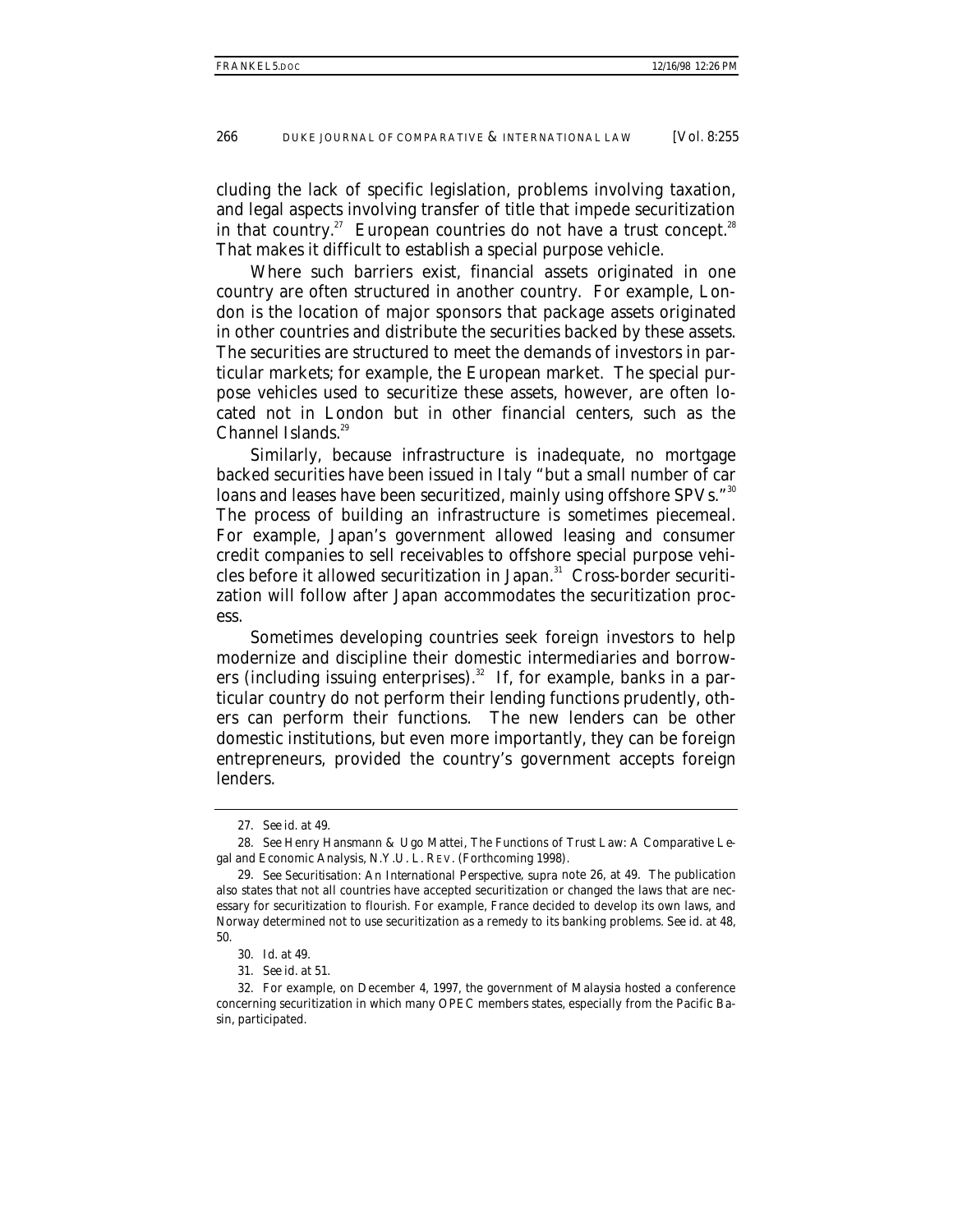cluding the lack of specific legislation, problems involving taxation, and legal aspects involving transfer of title that impede securitization in that country.[27] European countries do not have a trust concept.[28] That makes it difficult to establish a special purpose vehicle.

Where such barriers exist, financial assets originated in one country are often structured in another country. For example, London is the location of major sponsors that package assets originated in other countries and distribute the securities backed by these assets. The securities are structured to meet the demands of investors in particular markets; for example, the European market. The special purpose vehicles used to securitize these assets, however, are often located not in London but in other financial centers, such as the Channel Islands.[29]

Similarly, because infrastructure is inadequate, no mortgage backed securities have been issued in Italy "but a small number of car loans and leases have been securitized, mainly using offshore SPVs."[30] The process of building an infrastructure is sometimes piecemeal. For example, Japan's government allowed leasing and consumer credit companies to sell receivables to offshore special purpose vehicles before it allowed securitization in Japan.[31] Cross-border securitization will follow after Japan accommodates the securitization process.

Sometimes developing countries seek foreign investors to help modernize and discipline their domestic intermediaries and borrowers (including issuing enterprises).[32] If, for example, banks in a particular country do not perform their lending functions prudently, others can perform their functions. The new lenders can be other domestic institutions, but even more importantly, they can be foreign entrepreneurs, provided the country's government accepts foreign lenders.

---

27. *See id.* at 49.

28. *See* Henry Hansmann & Ugo Mattei, *The Functions of Trust Law: A Comparative Legal and Economic Analysis*, N.Y.U. L. REV. (Forthcoming 1998).

29. *See Securitisation: An International Perspective*, *supra* note 26, at 49. The publication also states that not all countries have accepted securitization or changed the laws that are necessary for securitization to flourish. For example, France decided to develop its own laws, and Norway determined not to use securitization as a remedy to its banking problems. *See id.* at 48, 50.

30. *Id.* at 49.

31. *See id.* at 51.

32. For example, on December 4, 1997, the government of Malaysia hosted a conference concerning securitization in which many OPEC members states, especially from the Pacific Basin, participated.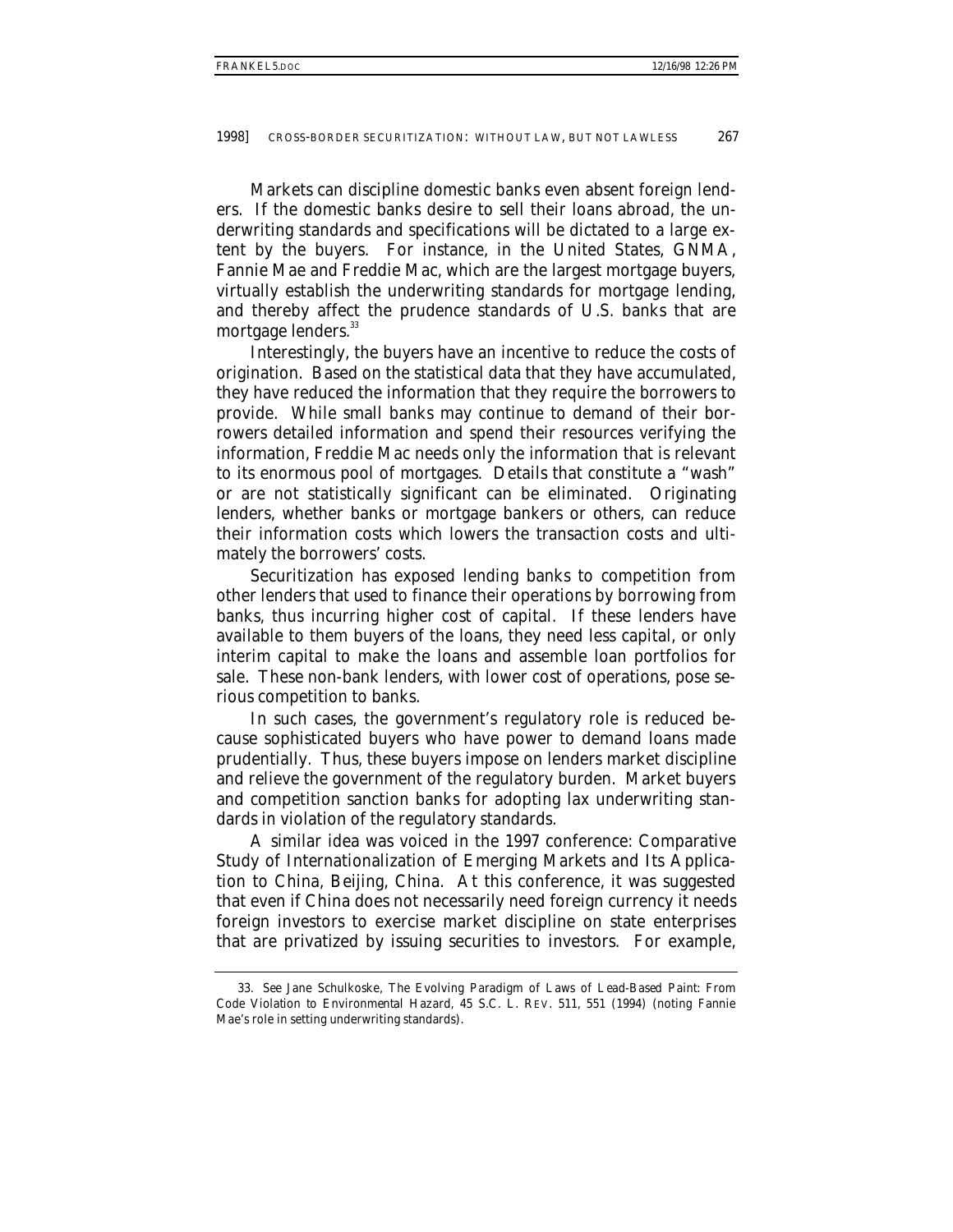Markets can discipline domestic banks even absent foreign lenders. If the domestic banks desire to sell their loans abroad, the underwriting standards and specifications will be dictated to a large extent by the buyers. For instance, in the United States, GNMA, Fannie Mae and Freddie Mac, which are the largest mortgage buyers, virtually establish the underwriting standards for mortgage lending, and thereby affect the prudence standards of U.S. banks that are mortgage lenders.[33]

Interestingly, the buyers have an incentive to reduce the costs of origination. Based on the statistical data that they have accumulated, they have reduced the information that they require the borrowers to provide. While small banks may continue to demand of their borrowers detailed information and spend their resources verifying the information, Freddie Mac needs only the information that is relevant to its enormous pool of mortgages. Details that constitute a "wash" or are not statistically significant can be eliminated. Originating lenders, whether banks or mortgage bankers or others, can reduce their information costs which lowers the transaction costs and ultimately the borrowers' costs.

Securitization has exposed lending banks to competition from other lenders that used to finance their operations by borrowing from banks, thus incurring higher cost of capital. If these lenders have available to them buyers of the loans, they need less capital, or only interim capital to make the loans and assemble loan portfolios for sale. These non-bank lenders, with lower cost of operations, pose serious competition to banks.

In such cases, the government's regulatory role is reduced because sophisticated buyers who have power to demand loans made prudentially. Thus, these buyers impose on lenders market discipline and relieve the government of the regulatory burden. Market buyers and competition sanction banks for adopting lax underwriting standards in violation of the regulatory standards.

A similar idea was voiced in the 1997 conference: Comparative Study of Internationalization of Emerging Markets and Its Application to China, Beijing, China. At this conference, it was suggested that even if China does not necessarily need foreign currency it needs foreign investors to exercise market discipline on state enterprises that are privatized by issuing securities to investors. For example,

---

33. *See* Jane Schulkoske, *The Evolving Paradigm of Laws of Lead-Based Paint: From Code Violation to Environmental Hazard*, 45 S.C. L. REV. 511, 551 (1994) (noting Fannie Mae's role in setting underwriting standards).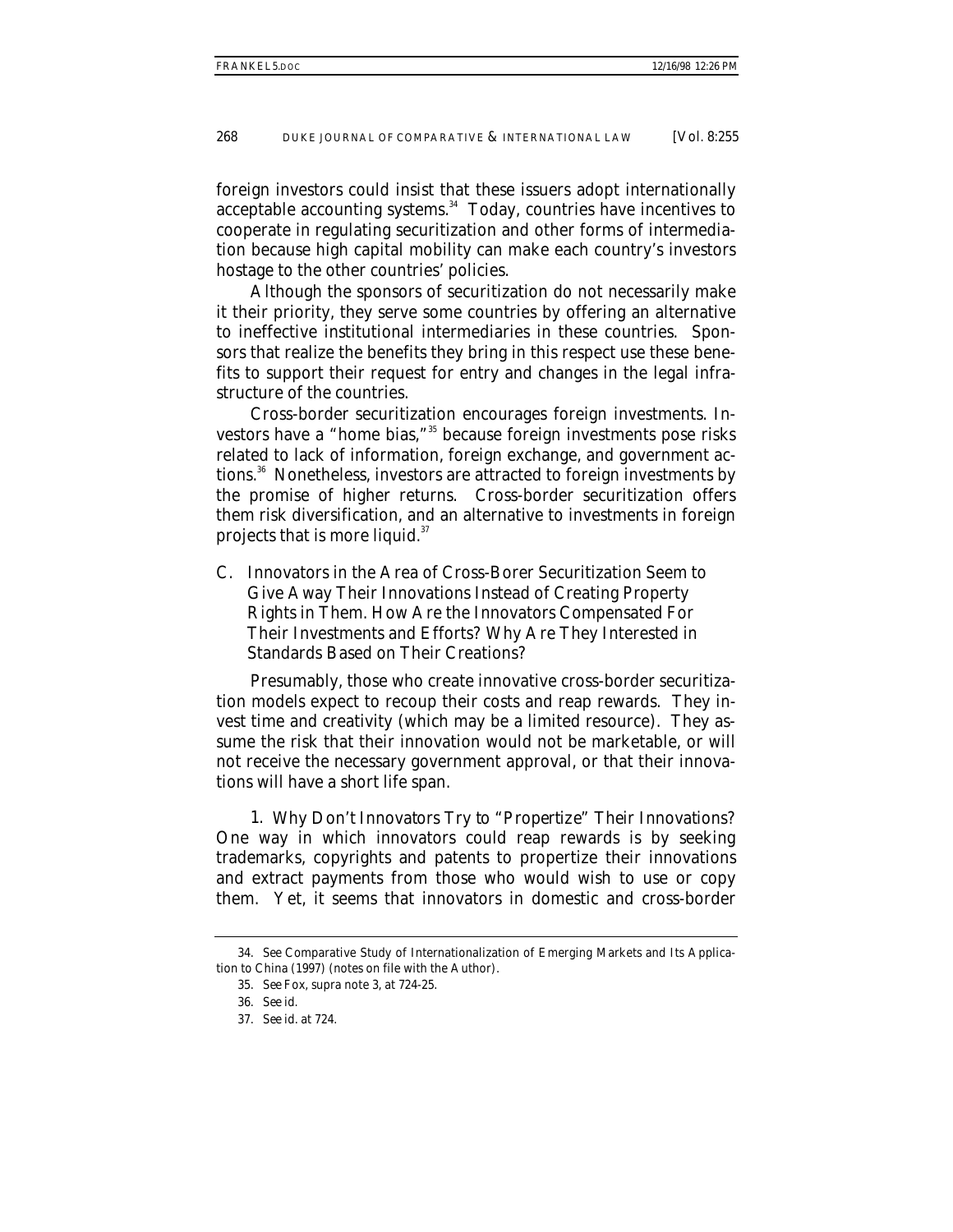foreign investors could insist that these issuers adopt internationally acceptable accounting systems.[34] Today, countries have incentives to cooperate in regulating securitization and other forms of intermediation because high capital mobility can make each country's investors hostage to the other countries' policies.

Although the sponsors of securitization do not necessarily make it their priority, they serve some countries by offering an alternative to ineffective institutional intermediaries in these countries. Sponsors that realize the benefits they bring in this respect use these benefits to support their request for entry and changes in the legal infrastructure of the countries.

Cross-border securitization encourages foreign investments. Investors have a "home bias,"[35] because foreign investments pose risks related to lack of information, foreign exchange, and government actions.[36] Nonetheless, investors are attracted to foreign investments by the promise of higher returns. Cross-border securitization offers them risk diversification, and an alternative to investments in foreign projects that is more liquid.[37]

### C. Innovators in the Area of Cross-Borer Securitization Seem to Give Away Their Innovations Instead of Creating Property Rights in Them. How Are the Innovators Compensated For Their Investments and Efforts? Why Are They Interested in Standards Based on Their Creations?

Presumably, those who create innovative cross-border securitization models expect to recoup their costs and reap rewards. They invest time and creativity (which may be a limited resource). They assume the risk that their innovation would not be marketable, or will not receive the necessary government approval, or that their innovations will have a short life span.

1. *Why Don't Innovators Try to "Propertize" Their Innovations?* One way in which innovators could reap rewards is by seeking trademarks, copyrights and patents to propertize their innovations and extract payments from those who would wish to use or copy them. Yet, it seems that innovators in domestic and cross-border

---

34. *See* Comparative Study of Internationalization of Emerging Markets and Its Application to China (1997) (notes on file with the Author).

35. *See* Fox, *supra* note 3, at 724-25.

36. *See id.*

37. *See id.* at 724.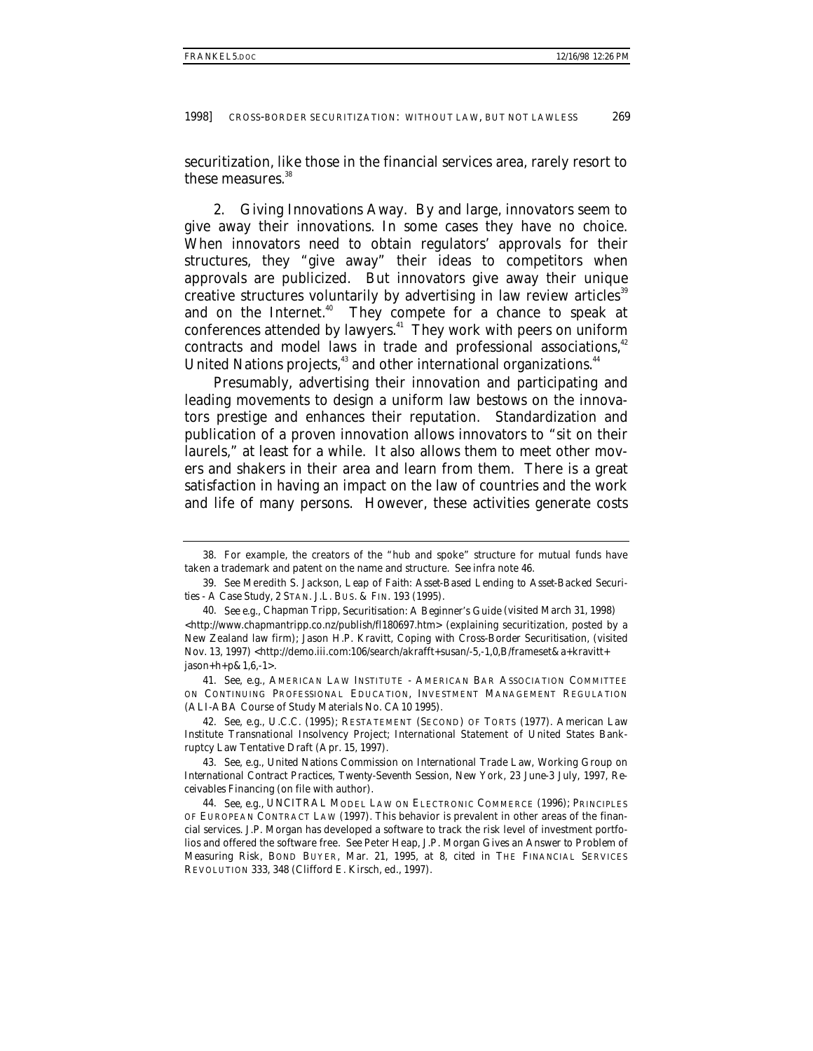securitization, like those in the financial services area, rarely resort to these measures.[38]

2. *Giving Innovations Away.* By and large, innovators seem to give away their innovations. In some cases they have no choice. When innovators need to obtain regulators' approvals for their structures, they "give away" their ideas to competitors when approvals are publicized. But innovators give away their unique creative structures voluntarily by advertising in law review articles[39] and on the Internet.[40] They compete for a chance to speak at conferences attended by lawyers.[41] They work with peers on uniform contracts and model laws in trade and professional associations,[42] United Nations projects,[43] and other international organizations.[44]

Presumably, advertising their innovation and participating and leading movements to design a uniform law bestows on the innovators prestige and enhances their reputation. Standardization and publication of a proven innovation allows innovators to "sit on their laurels," at least for a while. It also allows them to meet other movers and shakers in their area and learn from them. There is a great satisfaction in having an impact on the law of countries and the work and life of many persons. However, these activities generate costs

---

38. For example, the creators of the "hub and spoke" structure for mutual funds have taken a trademark and patent on the name and structure. *See infra* note 46.

39. *See* Meredith S. Jackson, *Leap of Faith: Asset-Based Lending to Asset-Backed Securities - A Case Study*, 2 STAN. J.L. BUS. & FIN. 193 (1995).

40. *See e.g.*, Chapman Tripp, *Securitisation: A Beginner's Guide* (visited March 31, 1998) <http://www.chapmantripp.co.nz/publish/fl180697.htm> (explaining securitization, posted by a New Zealand law firm); Jason H.P. Kravitt, Coping with Cross-Border Securitisation, (visited Nov. 13, 1997) <http://demo.iii.com:106/search/akrafft+susan/-5,-1,0,B/frameset&a+kravitt+jason+h+p&1,6,-1>.

41. *See, e.g.*, AMERICAN LAW INSTITUTE - AMERICAN BAR ASSOCIATION COMMITTEE ON CONTINUING PROFESSIONAL EDUCATION, INVESTMENT MANAGEMENT REGULATION (ALI-ABA Course of Study Materials No. CA10 1995).

42. *See, e.g.*, U.C.C. (1995); RESTATEMENT (SECOND) OF TORTS (1977). American Law Institute Transnational Insolvency Project; International Statement of United States Bankruptcy Law Tentative Draft (Apr. 15, 1997).

43. *See, e.g.*, United Nations Commission on International Trade Law, Working Group on International Contract Practices, Twenty-Seventh Session, New York, 23 June-3 July, 1997, Receivables Financing (on file with author).

44. *See, e.g.*, UNCITRAL MODEL LAW ON ELECTRONIC COMMERCE (1996); PRINCIPLES OF EUROPEAN CONTRACT LAW (1997). This behavior is prevalent in other areas of the financial services. J.P. Morgan has developed a software to track the risk level of investment portfolios and offered the software free. *See* Peter Heap, *J.P. Morgan Gives an Answer to Problem of Measuring Risk*, BOND BUYER, Mar. 21, 1995, at 8, *cited in* THE FINANCIAL SERVICES REVOLUTION 333, 348 (Clifford E. Kirsch, ed., 1997).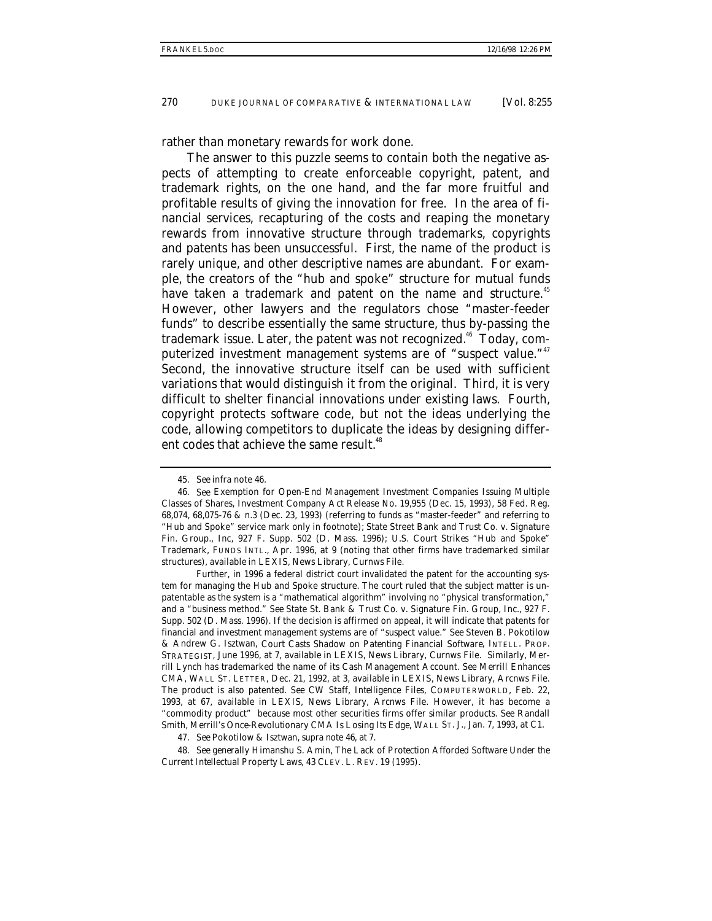rather than monetary rewards for work done.

The answer to this puzzle seems to contain both the negative aspects of attempting to create enforceable copyright, patent, and trademark rights, on the one hand, and the far more fruitful and profitable results of giving the innovation for free. In the area of financial services, recapturing of the costs and reaping the monetary rewards from innovative structure through trademarks, copyrights and patents has been unsuccessful. First, the name of the product is rarely unique, and other descriptive names are abundant. For example, the creators of the "hub and spoke" structure for mutual funds have taken a trademark and patent on the name and structure.[45] However, other lawyers and the regulators chose "master-feeder funds" to describe essentially the same structure, thus by-passing the trademark issue. Later, the patent was not recognized.[46] Today, computerized investment management systems are of "suspect value."[47] Second, the innovative structure itself can be used with sufficient variations that would distinguish it from the original. Third, it is very difficult to shelter financial innovations under existing laws. Fourth, copyright protects software code, but not the ideas underlying the code, allowing competitors to duplicate the ideas by designing different codes that achieve the same result.[48]

---

45. *See infra* note 46.

46. *See* Exemption for Open-End Management Investment Companies Issuing Multiple Classes of Shares, Investment Company Act Release No. 19,955 (Dec. 15, 1993), 58 Fed. Reg. 68,074, 68,075-76 & n.3 (Dec. 23, 1993) (referring to funds as "master-feeder" and referring to "Hub and Spoke" service mark only in footnote); State Street Bank and Trust Co. v. Signature Fin. Group., Inc, 927 F. Supp. 502 (D. Mass. 1996); *U.S. Court Strikes "Hub and Spoke" Trademark*, FUNDS INTL., Apr. 1996, at 9 (noting that other firms have trademarked similar structures), *available in* LEXIS, News Library, Curnws File.

Further, in 1996 a federal district court invalidated the patent for the accounting system for managing the Hub and Spoke structure. The court ruled that the subject matter is unpatentable as the system is a "mathematical algorithm" involving no "physical transformation," and a "business method." *See* State St. Bank & Trust Co. v. Signature Fin. Group, Inc., 927 F. Supp. 502 (D. Mass. 1996). If the decision is affirmed on appeal, it will indicate that patents for financial and investment management systems are of "suspect value." *See* Steven B. Pokotilow & Andrew G. Isztwan, *Court Casts Shadow on Patenting Financial Software*, INTELL. PROP. STRATEGIST, June 1996, at 7, *available in* LEXIS, News Library, Curnws File. Similarly, Merrill Lynch has trademarked the name of its Cash Management Account. *See Merrill Enhances CMA*, WALL ST. LETTER, Dec. 21, 1992, at 3, *available in* LEXIS, News Library, Arcnws File. The product is also patented. *See* CW Staff, *Intelligence Files*, COMPUTERWORLD, Feb. 22, 1993, at 67, *available in* LEXIS, News Library, Arcnws File. However, it has become a "commodity product" because most other securities firms offer similar products. *See* Randall Smith, *Merrill's Once-Revolutionary CMA Is Losing Its Edge*, WALL ST. J., Jan. 7, 1993, at C1.

47. *See* Pokotilow & Isztwan, *supra* note 46, at 7.

48. *See generally* Himanshu S. Amin, *The Lack of Protection Afforded Software Under the Current Intellectual Property Laws*, 43 CLEV. L. REV. 19 (1995).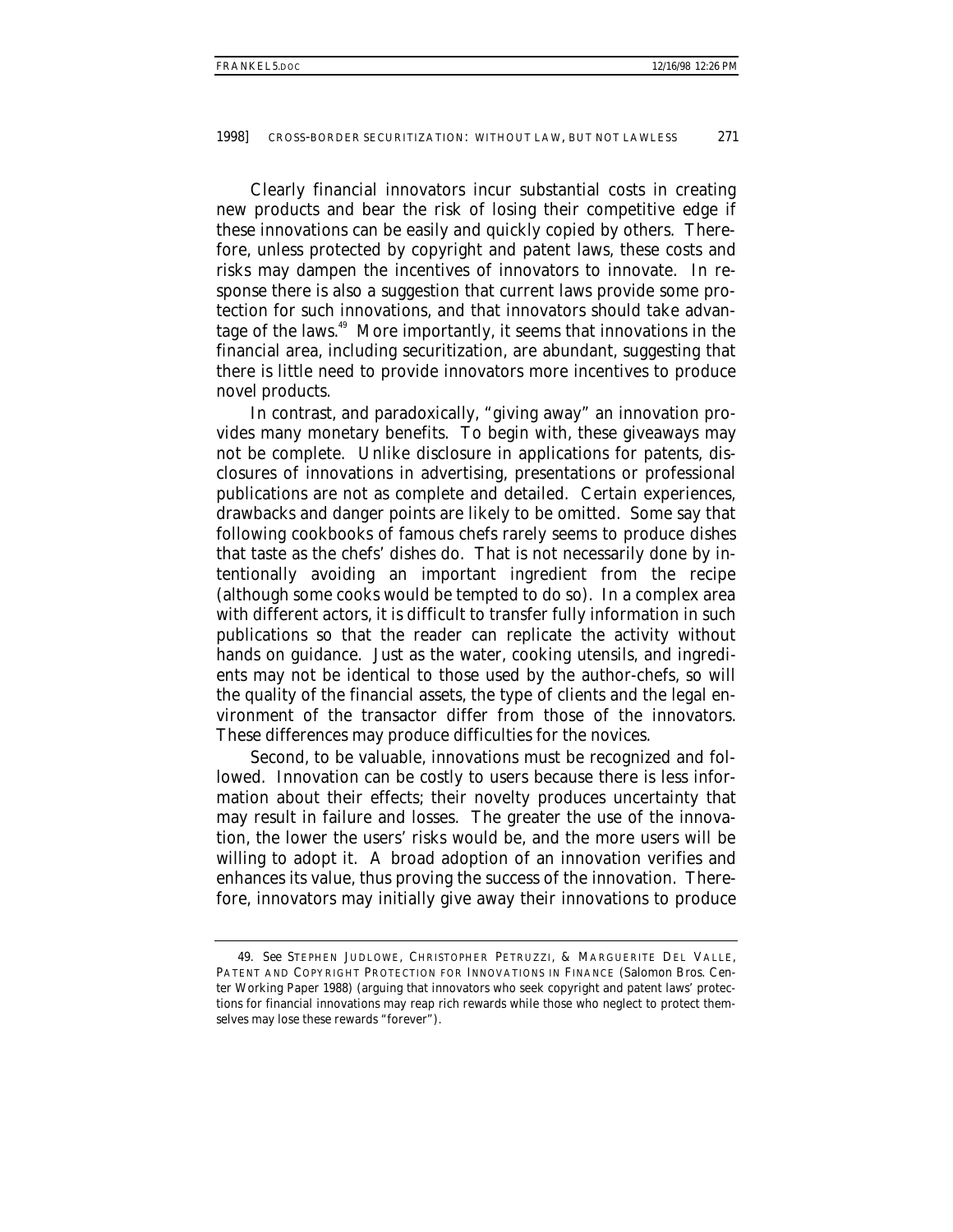Clearly financial innovators incur substantial costs in creating new products and bear the risk of losing their competitive edge if these innovations can be easily and quickly copied by others. Therefore, unless protected by copyright and patent laws, these costs and risks may dampen the incentives of innovators to innovate. In response there is also a suggestion that current laws provide some protection for such innovations, and that innovators should take advantage of the laws.[49] More importantly, it seems that innovations in the financial area, including securitization, are abundant, suggesting that there is little need to provide innovators more incentives to produce novel products.

In contrast, and paradoxically, "giving away" an innovation provides many monetary benefits. To begin with, these giveaways may not be complete. Unlike disclosure in applications for patents, disclosures of innovations in advertising, presentations or professional publications are not as complete and detailed. Certain experiences, drawbacks and danger points are likely to be omitted. Some say that following cookbooks of famous chefs rarely seems to produce dishes that taste as the chefs' dishes do. That is not necessarily done by intentionally avoiding an important ingredient from the recipe (although some cooks would be tempted to do so). In a complex area with different actors, it is difficult to transfer fully information in such publications so that the reader can replicate the activity without hands on guidance. Just as the water, cooking utensils, and ingredients may not be identical to those used by the author-chefs, so will the quality of the financial assets, the type of clients and the legal environment of the transactor differ from those of the innovators. These differences may produce difficulties for the novices.

Second, to be valuable, innovations must be recognized and followed. Innovation can be costly to users because there is less information about their effects; their novelty produces uncertainty that may result in failure and losses. The greater the use of the innovation, the lower the users' risks would be, and the more users will be willing to adopt it. A broad adoption of an innovation verifies and enhances its value, thus proving the success of the innovation. Therefore, innovators may initially give away their innovations to produce

---

49. *See* STEPHEN JUDLOWE, CHRISTOPHER PETRUZZI, & MARGUERITE DEL VALLE, PATENT AND COPYRIGHT PROTECTION FOR INNOVATIONS IN FINANCE (Salomon Bros. Center Working Paper 1988) (arguing that innovators who seek copyright and patent laws' protections for financial innovations may reap rich rewards while those who neglect to protect themselves may lose these rewards "forever").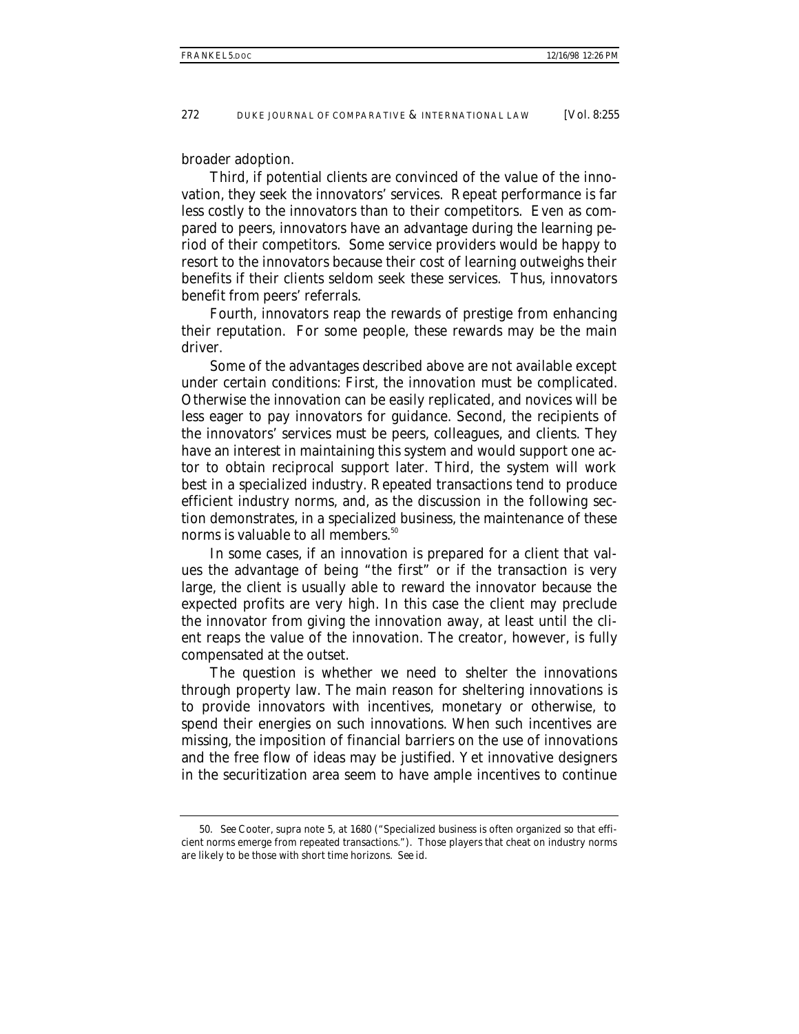broader adoption.

Third, if potential clients are convinced of the value of the innovation, they seek the innovators' services. Repeat performance is far less costly to the innovators than to their competitors. Even as compared to peers, innovators have an advantage during the learning period of their competitors. Some service providers would be happy to resort to the innovators because their cost of learning outweighs their benefits if their clients seldom seek these services. Thus, innovators benefit from peers' referrals.

Fourth, innovators reap the rewards of prestige from enhancing their reputation. For some people, these rewards may be the main driver.

Some of the advantages described above are not available except under certain conditions: First, the innovation must be complicated. Otherwise the innovation can be easily replicated, and novices will be less eager to pay innovators for guidance. Second, the recipients of the innovators' services must be peers, colleagues, and clients. They have an interest in maintaining this system and would support one actor to obtain reciprocal support later. Third, the system will work best in a specialized industry. Repeated transactions tend to produce efficient industry norms, and, as the discussion in the following section demonstrates, in a specialized business, the maintenance of these norms is valuable to all members.[50]

In some cases, if an innovation is prepared for a client that values the advantage of being "the first" or if the transaction is very large, the client is usually able to reward the innovator because the expected profits are very high. In this case the client may preclude the innovator from giving the innovation away, at least until the client reaps the value of the innovation. The creator, however, is fully compensated at the outset.

The question is whether we need to shelter the innovations through property law. The main reason for sheltering innovations is to provide innovators with incentives, monetary or otherwise, to spend their energies on such innovations. When such incentives are missing, the imposition of financial barriers on the use of innovations and the free flow of ideas may be justified. Yet innovative designers in the securitization area seem to have ample incentives to continue

---

50. *See* Cooter, *supra* note 5, at 1680 ("Specialized business is often organized so that efficient norms emerge from repeated transactions."). Those players that cheat on industry norms are likely to be those with short time horizons. *See id.*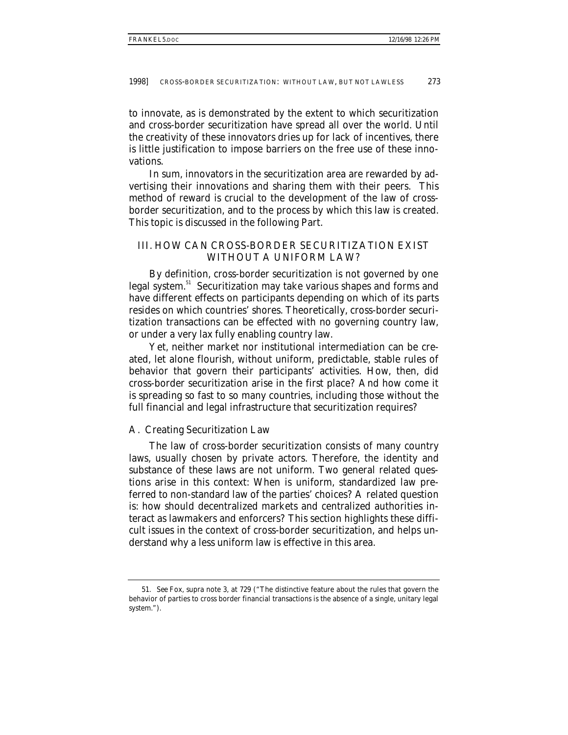to innovate, as is demonstrated by the extent to which securitization and cross-border securitization have spread all over the world. Until the creativity of these innovators dries up for lack of incentives, there is little justification to impose barriers on the free use of these innovations.

In sum, innovators in the securitization area are rewarded by advertising their innovations and sharing them with their peers. This method of reward is crucial to the development of the law of cross-border securitization, and to the process by which this law is created. This topic is discussed in the following Part.

## III. HOW CAN CROSS-BORDER SECURITIZATION EXIST WITHOUT A UNIFORM LAW?

By definition, cross-border securitization is not governed by one legal system.[51] Securitization may take various shapes and forms and have different effects on participants depending on which of its parts resides on which countries' shores. Theoretically, cross-border securitization transactions can be effected with no governing country law, or under a very lax fully enabling country law.

Yet, neither market nor institutional intermediation can be created, let alone flourish, without uniform, predictable, stable rules of behavior that govern their participants' activities. How, then, did cross-border securitization arise in the first place? And how come it is spreading so fast to so many countries, including those without the full financial and legal infrastructure that securitization requires?

### A. Creating Securitization Law

The law of cross-border securitization consists of many country laws, usually chosen by private actors. Therefore, the identity and substance of these laws are not uniform. Two general related questions arise in this context: When is uniform, standardized law preferred to non-standard law of the parties' choices? A related question is: how should decentralized markets and centralized authorities interact as lawmakers and enforcers? This section highlights these difficult issues in the context of cross-border securitization, and helps understand why a less uniform law is effective in this area.

---

51. *See* Fox, *supra* note 3, at 729 ("The distinctive feature about the rules that govern the behavior of parties to cross border financial transactions is the absence of a single, unitary legal system.").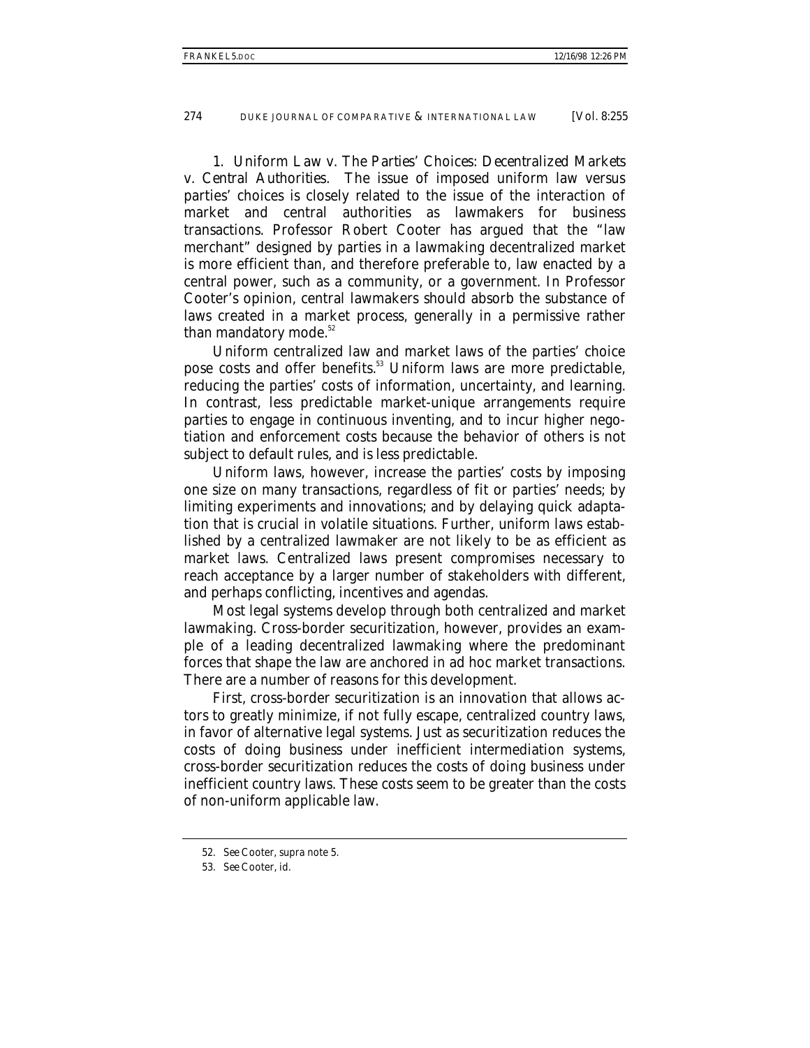1. *Uniform Law v. The Parties' Choices: Decentralized Markets v. Central Authorities*. The issue of imposed uniform law versus parties' choices is closely related to the issue of the interaction of market and central authorities as lawmakers for business transactions. Professor Robert Cooter has argued that the "law merchant" designed by parties in a lawmaking decentralized market is more efficient than, and therefore preferable to, law enacted by a central power, such as a community, or a government. In Professor Cooter's opinion, central lawmakers should absorb the substance of laws created in a market process, generally in a permissive rather than mandatory mode.[52]

Uniform centralized law and market laws of the parties' choice pose costs and offer benefits.[53] Uniform laws are more predictable, reducing the parties' costs of information, uncertainty, and learning. In contrast, less predictable market-unique arrangements require parties to engage in continuous inventing, and to incur higher negotiation and enforcement costs because the behavior of others is not subject to default rules, and is less predictable.

Uniform laws, however, increase the parties' costs by imposing one size on many transactions, regardless of fit or parties' needs; by limiting experiments and innovations; and by delaying quick adaptation that is crucial in volatile situations. Further, uniform laws established by a centralized lawmaker are not likely to be as efficient as market laws. Centralized laws present compromises necessary to reach acceptance by a larger number of stakeholders with different, and perhaps conflicting, incentives and agendas.

Most legal systems develop through both centralized and market lawmaking. Cross-border securitization, however, provides an example of a leading decentralized lawmaking where the predominant forces that shape the law are anchored in ad hoc market transactions. There are a number of reasons for this development.

First, cross-border securitization is an innovation that allows actors to greatly minimize, if not fully escape, centralized country laws, in favor of alternative legal systems. Just as securitization reduces the costs of doing business under inefficient intermediation systems, cross-border securitization reduces the costs of doing business under inefficient country laws. These costs seem to be greater than the costs of non-uniform applicable law.

---

52. *See* Cooter, *supra* note 5.

53. *See* Cooter, *id.*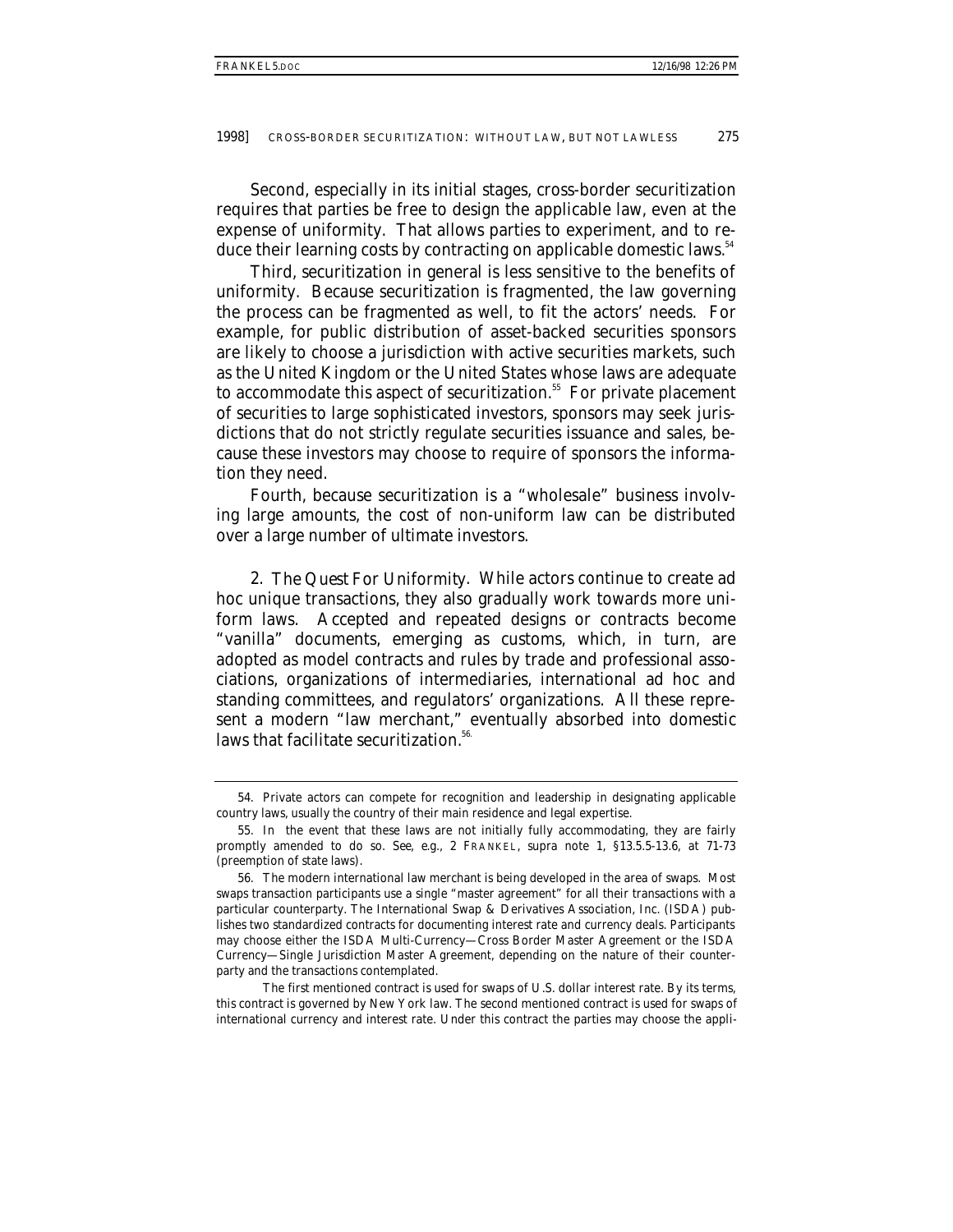Second, especially in its initial stages, cross-border securitization requires that parties be free to design the applicable law, even at the expense of uniformity. That allows parties to experiment, and to reduce their learning costs by contracting on applicable domestic laws.[54]

Third, securitization in general is less sensitive to the benefits of uniformity. Because securitization is fragmented, the law governing the process can be fragmented as well, to fit the actors' needs. For example, for public distribution of asset-backed securities sponsors are likely to choose a jurisdiction with active securities markets, such as the United Kingdom or the United States whose laws are adequate to accommodate this aspect of securitization.[55] For private placement of securities to large sophisticated investors, sponsors may seek jurisdictions that do not strictly regulate securities issuance and sales, because these investors may choose to require of sponsors the information they need.

Fourth, because securitization is a "wholesale" business involving large amounts, the cost of non-uniform law can be distributed over a large number of ultimate investors.

2. *The Quest For Uniformity*. While actors continue to create ad hoc unique transactions, they also gradually work towards more uniform laws. Accepted and repeated designs or contracts become "vanilla" documents, emerging as customs, which, in turn, are adopted as model contracts and rules by trade and professional associations, organizations of intermediaries, international ad hoc and standing committees, and regulators' organizations. All these represent a modern "law merchant," eventually absorbed into domestic laws that facilitate securitization.[56]

---

54. Private actors can compete for recognition and leadership in designating applicable country laws, usually the country of their main residence and legal expertise.

55. In the event that these laws are not initially fully accommodating, they are fairly promptly amended to do so. *See, e.g.*, 2 FRANKEL, *supra* note 1, §13.5.5-13.6, at 71-73 (preemption of state laws).

56. The modern international law merchant is being developed in the area of swaps. Most swaps transaction participants use a single "master agreement" for all their transactions with a particular counterparty. The International Swap & Derivatives Association, Inc. (ISDA) publishes two standardized contracts for documenting interest rate and currency deals. Participants may choose either the ISDA Multi-Currency—Cross Border Master Agreement or the ISDA Currency—Single Jurisdiction Master Agreement, depending on the nature of their counterparty and the transactions contemplated.

The first mentioned contract is used for swaps of U.S. dollar interest rate. By its terms, this contract is governed by New York law. The second mentioned contract is used for swaps of international currency and interest rate. Under this contract the parties may choose the appli-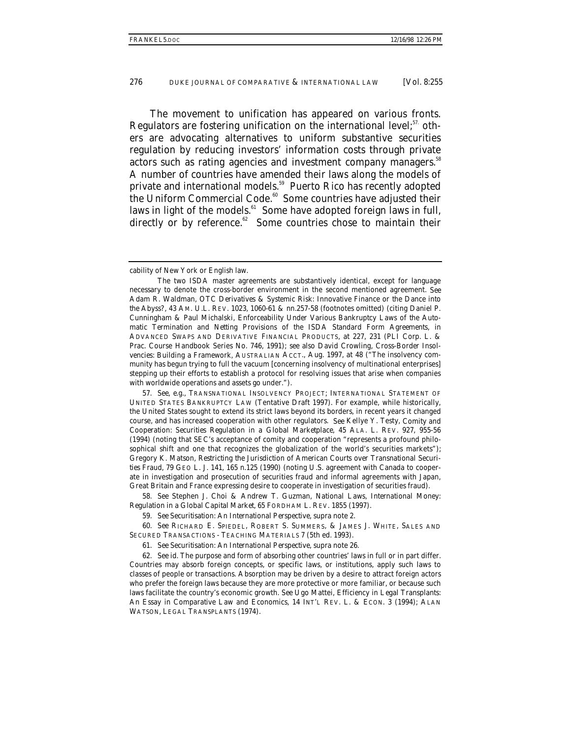The movement to unification has appeared on various fronts. Regulators are fostering unification on the international level;[57] others are advocating alternatives to uniform substantive securities regulation by reducing investors' information costs through private actors such as rating agencies and investment company managers.[58] A number of countries have amended their laws along the models of private and international models.[59] Puerto Rico has recently adopted the Uniform Commercial Code.[60] Some countries have adjusted their laws in light of the models.[61] Some have adopted foreign laws in full, directly or by reference.[62] Some countries chose to maintain their

---

cability of New York or English law.

The two ISDA master agreements are substantively identical, except for language necessary to denote the cross-border environment in the second mentioned agreement. *See* Adam R. Waldman, *OTC Derivatives & Systemic Risk: Innovative Finance or the Dance into the Abyss?*, 43 AM. U.L. REV. 1023, 1060-61 & nn.257-58 (footnotes omitted) (citing Daniel P. Cunningham & Paul Michalski, *Enforceability Under Various Bankruptcy Laws of the Automatic Termination and Netting Provisions of the ISDA Standard Form Agreements*, *in* ADVANCED SWAPS AND DERIVATIVE FINANCIAL PRODUCTS, at 227, 231 (PLI Corp. L. & Prac. Course Handbook Series No. 746, 1991); *see also* David Crowling, *Cross-Border Insolvencies: Building a Framework*, AUSTRALIAN ACCT., Aug. 1997, at 48 ("The insolvency community has begun trying to full the vacuum [concerning insolvency of multinational enterprises] stepping up their efforts to establish a protocol for resolving issues that arise when companies with worldwide operations and assets go under.").

57. *See, e.g.*, TRANSNATIONAL INSOLVENCY PROJECT; INTERNATIONAL STATEMENT OF UNITED STATES BANKRUPTCY LAW (Tentative Draft 1997). For example, while historically, the United States sought to extend its strict laws beyond its borders, in recent years it changed course, and has increased cooperation with other regulators. *See* Kellye Y. Testy, *Comity and Cooperation: Securities Regulation in a Global Marketplace*, 45 ALA. L. REV. 927, 955-56 (1994) (noting that SEC's acceptance of comity and cooperation "represents a profound philosophical shift and one that recognizes the globalization of the world's securities markets"); Gregory K. Matson, *Restricting the Jurisdiction of American Courts over Transnational Securities Fraud*, 79 GEO L. J. 141, 165 n.125 (1990) (noting U.S. agreement with Canada to cooperate in investigation and prosecution of securities fraud and informal agreements with Japan, Great Britain and France expressing desire to cooperate in investigation of securities fraud).

58. *See* Stephen J. Choi & Andrew T. Guzman, *National Laws, International Money: Regulation in a Global Capital Market*, 65 FORDHAM L. REV. 1855 (1997).

59. *See Securitisation: An International Perspective*, *supra* note 2.

60. *See* RICHARD E. SPIEDEL, ROBERT S. SUMMERS, & JAMES J. WHITE, SALES AND SECURED TRANSACTIONS - TEACHING MATERIALS 7 (5th ed. 1993).

61. *See Securitisation: An International Perspective*, *supra* note 26.

62. *See id.* The purpose and form of absorbing other countries' laws in full or in part differ. Countries may absorb foreign concepts, or specific laws, or institutions, apply such laws to classes of people or transactions. Absorption may be driven by a desire to attract foreign actors who prefer the foreign laws because they are more protective or more familiar, or because such laws facilitate the country's economic growth. *See* Ugo Mattei, *Efficiency in Legal Transplants: An Essay in Comparative Law and Economics*, 14 INT'L REV. L. & ECON. 3 (1994); ALAN WATSON, LEGAL TRANSPLANTS (1974).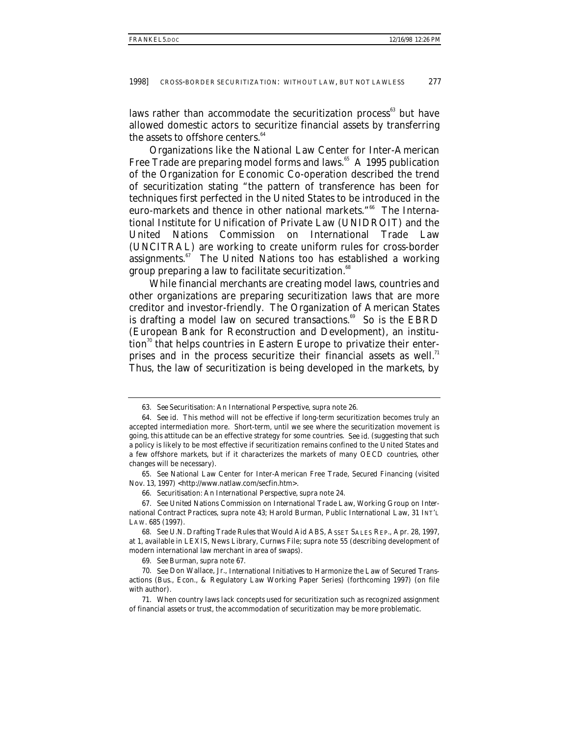laws rather than accommodate the securitization process[63] but have allowed domestic actors to securitize financial assets by transferring the assets to offshore centers.[64]

Organizations like the National Law Center for Inter-American Free Trade are preparing model forms and laws.[65] A 1995 publication of the Organization for Economic Co-operation described the trend of securitization stating "the pattern of transference has been for techniques first perfected in the United States to be introduced in the euro-markets and thence in other national markets."[66] The International Institute for Unification of Private Law (UNIDROIT) and the United Nations Commission on International Trade Law (UNCITRAL) are working to create uniform rules for cross-border assignments.[67] The United Nations too has established a working group preparing a law to facilitate securitization.[68]

While financial merchants are creating model laws, countries and other organizations are preparing securitization laws that are more creditor and investor-friendly. The Organization of American States is drafting a model law on secured transactions.[69] So is the EBRD (European Bank for Reconstruction and Development), an institution[70] that helps countries in Eastern Europe to privatize their enterprises and in the process securitize their financial assets as well.[71] Thus, the law of securitization is being developed in the markets, by

---

63. *See Securitisation: An International Perspective*, *supra* note 26.

64. *See id.* This method will not be effective if long-term securitization becomes truly an accepted intermediation more. Short-term, until we see where the securitization movement is going, this attitude can be an effective strategy for some countries. *See id.* (suggesting that such a policy is likely to be most effective if securitization remains confined to the United States and a few offshore markets, but if it characterizes the markets of many OECD countries, other changes will be necessary).

65. *See* National Law Center for Inter-American Free Trade, Secured Financing (visited Nov. 13, 1997) <http://www.natlaw.com/secfin.htm>.

66. *Securitisation: An International Perspective*, *supra* note 24.

67. *See* United Nations Commission on International Trade Law, Working Group on International Contract Practices, *supra* note 43; Harold Burman, *Public International Law*, 31 INT'L LAW. 685 (1997).

68. *See U.N. Drafting Trade Rules that Would Aid ABS*, ASSET SALES REP., Apr. 28, 1997, at 1, *available in* LEXIS, News Library, Curnws File; *supra* note 55 (describing development of modern international law merchant in area of swaps).

69. *See* Burman, *supra* note 67.

70. *See* Don Wallace, Jr., *International Initiatives to Harmonize the Law of Secured Transactions* (Bus., Econ., & Regulatory Law Working Paper Series) (forthcoming 1997) (on file with author).

71. When country laws lack concepts used for securitization such as recognized assignment of financial assets or trust, the accommodation of securitization may be more problematic.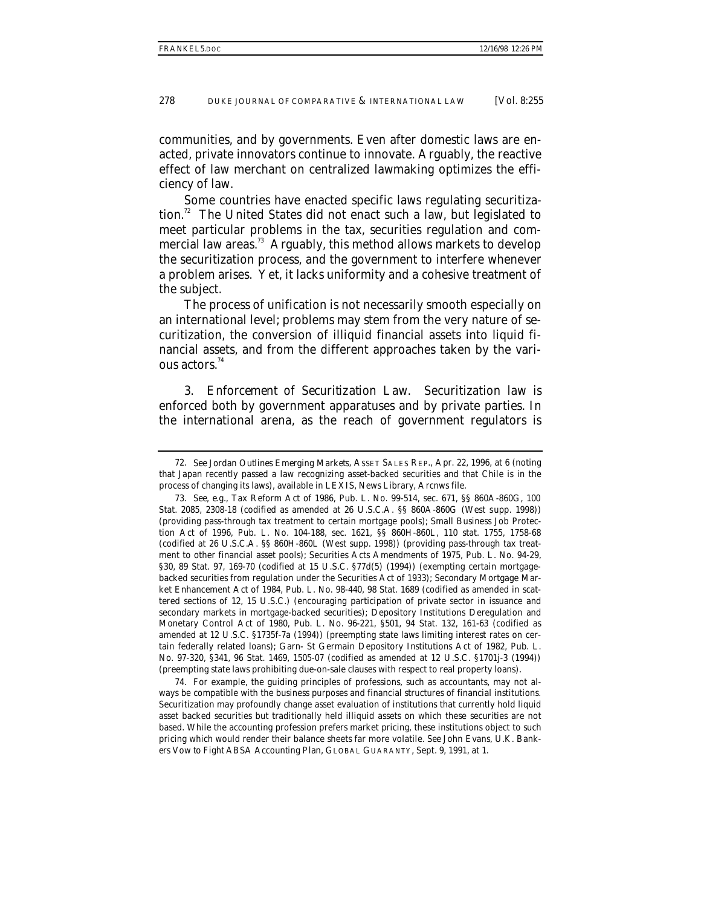communities, and by governments. Even after domestic laws are enacted, private innovators continue to innovate. Arguably, the reactive effect of law merchant on centralized lawmaking optimizes the efficiency of law.

Some countries have enacted specific laws regulating securitization.[72] The United States did not enact such a law, but legislated to meet particular problems in the tax, securities regulation and commercial law areas.[73] Arguably, this method allows markets to develop the securitization process, and the government to interfere whenever a problem arises. Yet, it lacks uniformity and a cohesive treatment of the subject.

The process of unification is not necessarily smooth especially on an international level; problems may stem from the very nature of securitization, the conversion of illiquid financial assets into liquid financial assets, and from the different approaches taken by the various actors.[74]

*3. Enforcement of Securitization Law.* Securitization law is enforced both by government apparatuses and by private parties. In the international arena, as the reach of government regulators is

---

72. *See Jordan Outlines Emerging Markets*, ASSET SALES REP., Apr. 22, 1996, at 6 (noting that Japan recently passed a law recognizing asset-backed securities and that Chile is in the process of changing its laws), *available in* LEXIS, News Library, Arcnws file.

73. *See, e.g.*, Tax Reform Act of 1986, Pub. L. No. 99-514, sec. 671, §§ 860A-860G, 100 Stat. 2085, 2308-18 (codified as amended at 26 U.S.C.A. §§ 860A-860G (West supp. 1998)) (providing pass-through tax treatment to certain mortgage pools); Small Business Job Protection Act of 1996, Pub. L. No. 104-188, sec. 1621, §§ 860H-860L, 110 stat. 1755, 1758-68 (codified at 26 U.S.C.A. §§ 860H-860L (West supp. 1998)) (providing pass-through tax treatment to other financial asset pools); Securities Acts Amendments of 1975, Pub. L. No. 94-29, §30, 89 Stat. 97, 169-70 (codified at 15 U.S.C. §77d(5) (1994)) (exempting certain mortgage-backed securities from regulation under the Securities Act of 1933); Secondary Mortgage Market Enhancement Act of 1984, Pub. L. No. 98-440, 98 Stat. 1689 (codified as amended in scattered sections of 12, 15 U.S.C.) (encouraging participation of private sector in issuance and secondary markets in mortgage-backed securities); Depository Institutions Deregulation and Monetary Control Act of 1980, Pub. L. No. 96-221, §501, 94 Stat. 132, 161-63 (codified as amended at 12 U.S.C. §1735f-7a (1994)) (preempting state laws limiting interest rates on certain federally related loans); Garn- St Germain Depository Institutions Act of 1982, Pub. L. No. 97-320, §341, 96 Stat. 1469, 1505-07 (codified as amended at 12 U.S.C. §1701j-3 (1994)) (preempting state laws prohibiting due-on-sale clauses with respect to real property loans).

74. For example, the guiding principles of professions, such as accountants, may not always be compatible with the business purposes and financial structures of financial institutions. Securitization may profoundly change asset evaluation of institutions that currently hold liquid asset backed securities but traditionally held illiquid assets on which these securities are not based. While the accounting profession prefers market pricing, these institutions object to such pricing which would render their balance sheets far more volatile. *See* John Evans, *U.K. Bankers Vow to Fight ABSA Accounting Plan*, GLOBAL GUARANTY, Sept. 9, 1991, at 1.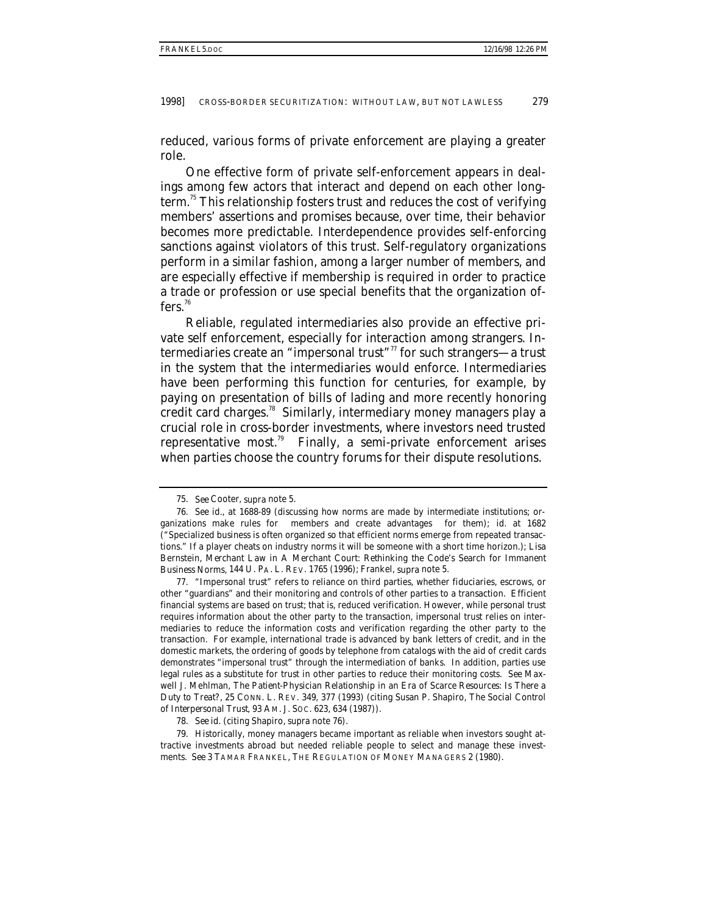reduced, various forms of private enforcement are playing a greater role.

One effective form of private self-enforcement appears in dealings among few actors that interact and depend on each other long-term.[75] This relationship fosters trust and reduces the cost of verifying members' assertions and promises because, over time, their behavior becomes more predictable. Interdependence provides self-enforcing sanctions against violators of this trust. Self-regulatory organizations perform in a similar fashion, among a larger number of members, and are especially effective if membership is required in order to practice a trade or profession or use special benefits that the organization offers.[76]

Reliable, regulated intermediaries also provide an effective private self enforcement, especially for interaction among strangers. Intermediaries create an "impersonal trust"[77] for such strangers—a trust in the system that the intermediaries would enforce. Intermediaries have been performing this function for centuries, for example, by paying on presentation of bills of lading and more recently honoring credit card charges.[78] Similarly, intermediary money managers play a crucial role in cross-border investments, where investors need trusted representative most.[79] Finally, a semi-private enforcement arises when parties choose the country forums for their dispute resolutions.

---

75. *See* Cooter, *supra* note 5.

76. *See id.*, at 1688-89 (discussing how norms are made by intermediate institutions; organizations make rules for members and create advantages for them); *id.* at 1682 ("Specialized business is often organized so that efficient norms emerge from repeated transactions." If a player cheats on industry norms it will be someone with a short time horizon.); Lisa Bernstein, *Merchant Law in A Merchant Court: Rethinking the Code's Search for Immanent Business Norms*, 144 U. PA. L. REV. 1765 (1996); Frankel, *supra* note 5.

77. "Impersonal trust" refers to reliance on third parties, whether fiduciaries, escrows, or other "guardians" and their monitoring and controls of other parties to a transaction. Efficient financial systems are based on trust; that is, reduced verification. However, while personal trust requires information about the other party to the transaction, impersonal trust relies on intermediaries to reduce the information costs and verification regarding the other party to the transaction. For example, international trade is advanced by bank letters of credit, and in the domestic markets, the ordering of goods by telephone from catalogs with the aid of credit cards demonstrates "impersonal trust" through the intermediation of banks. In addition, parties use legal rules as a substitute for trust in other parties to reduce their monitoring costs. *See* Maxwell J. Mehlman, *The Patient-Physician Relationship in an Era of Scarce Resources: Is There a Duty to Treat?*, 25 CONN. L. REV. 349, 377 (1993) (citing Susan P. Shapiro, *The Social Control of Interpersonal Trust*, 93 AM. J. SOC. 623, 634 (1987)).

78. *See id.* (citing Shapiro, *supra* note 76).

79. Historically, money managers became important as reliable when investors sought attractive investments abroad but needed reliable people to select and manage these investments. *See* 3 TAMAR FRANKEL, THE REGULATION OF MONEY MANAGERS 2 (1980).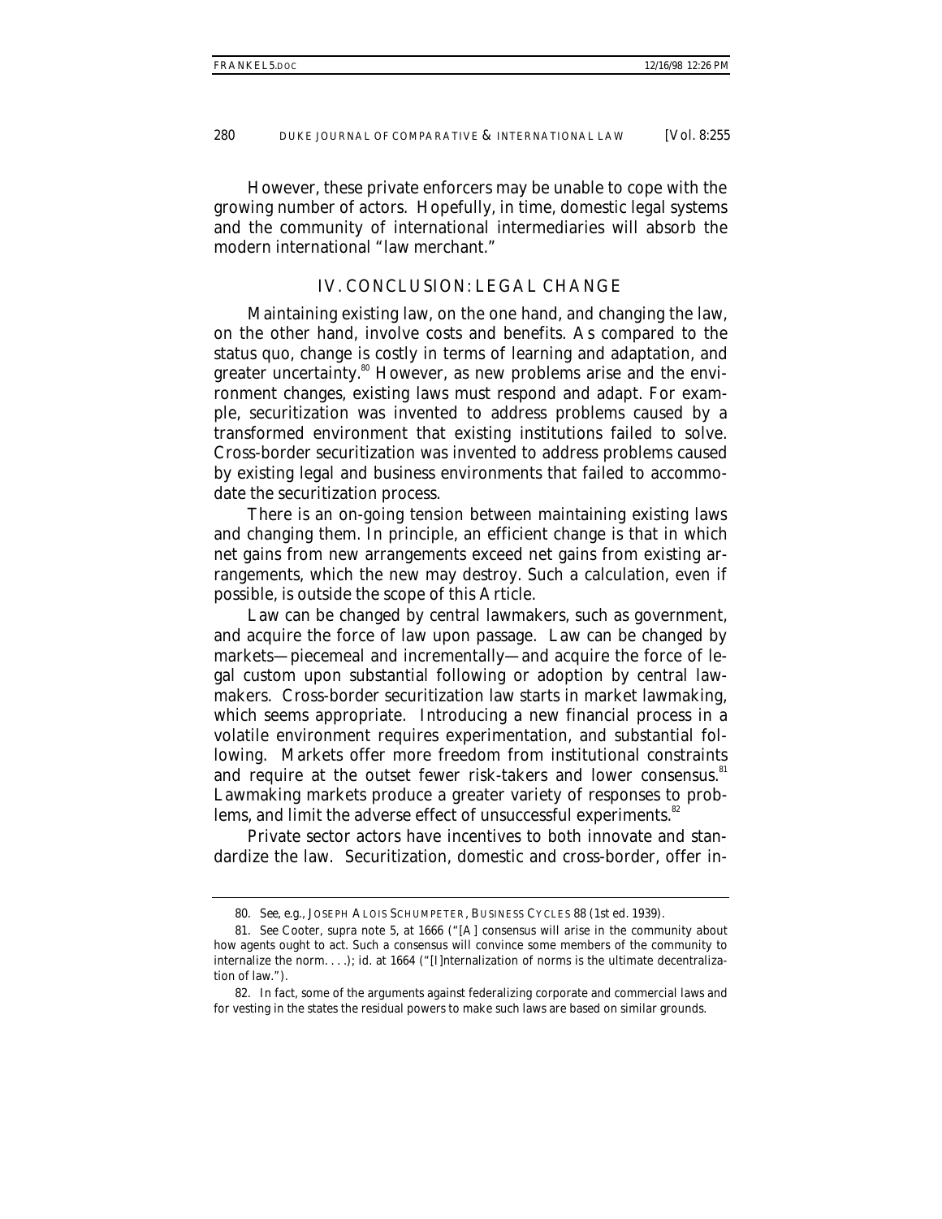However, these private enforcers may be unable to cope with the growing number of actors. Hopefully, in time, domestic legal systems and the community of international intermediaries will absorb the modern international "law merchant."

## IV. CONCLUSION: LEGAL CHANGE

Maintaining existing law, on the one hand, and changing the law, on the other hand, involve costs and benefits. As compared to the status quo, change is costly in terms of learning and adaptation, and greater uncertainty.[80] However, as new problems arise and the environment changes, existing laws must respond and adapt. For example, securitization was invented to address problems caused by a transformed environment that existing institutions failed to solve. Cross-border securitization was invented to address problems caused by existing legal and business environments that failed to accommodate the securitization process.

There is an on-going tension between maintaining existing laws and changing them. In principle, an efficient change is that in which net gains from new arrangements exceed net gains from existing arrangements, which the new may destroy. Such a calculation, even if possible, is outside the scope of this Article.

Law can be changed by central lawmakers, such as government, and acquire the force of law upon passage. Law can be changed by markets—piecemeal and incrementally—and acquire the force of legal custom upon substantial following or adoption by central lawmakers. Cross-border securitization law starts in market lawmaking, which seems appropriate. Introducing a new financial process in a volatile environment requires experimentation, and substantial following. Markets offer more freedom from institutional constraints and require at the outset fewer risk-takers and lower consensus.[81] Lawmaking markets produce a greater variety of responses to problems, and limit the adverse effect of unsuccessful experiments.[82]

Private sector actors have incentives to both innovate and standardize the law. Securitization, domestic and cross-border, offer in-

---

80. *See, e.g.*, JOSEPH ALOIS SCHUMPETER, BUSINESS CYCLES 88 (1st ed. 1939).

81. *See* Cooter, *supra* note 5, at 1666 ("[A] consensus will arise in the community about how agents ought to act. Such a consensus will convince some members of the community to internalize the norm. . . .); *id.* at 1664 ("[I]nternalization of norms is the ultimate decentralization of law.").

82. In fact, some of the arguments against federalizing corporate and commercial laws and for vesting in the states the residual powers to make such laws are based on similar grounds.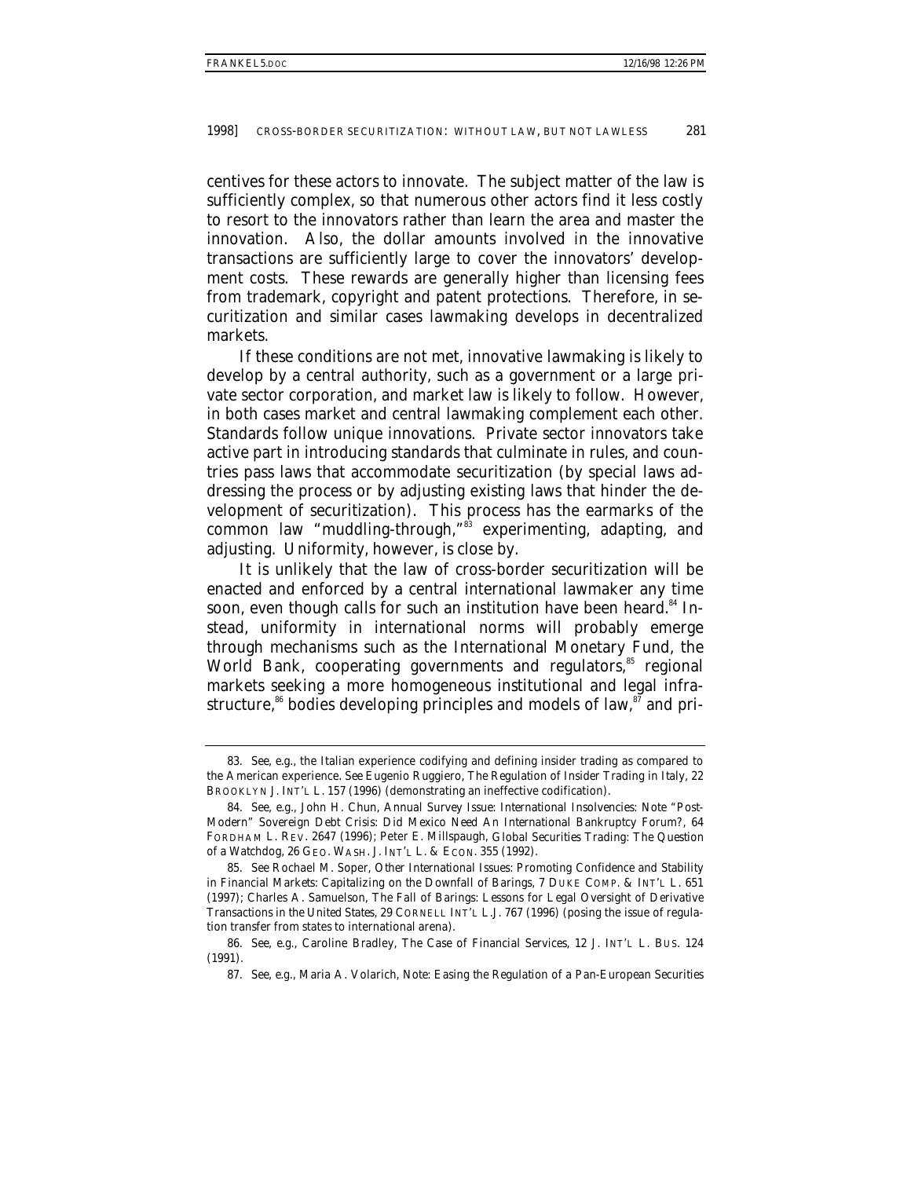centives for these actors to innovate. The subject matter of the law is sufficiently complex, so that numerous other actors find it less costly to resort to the innovators rather than learn the area and master the innovation. Also, the dollar amounts involved in the innovative transactions are sufficiently large to cover the innovators' development costs. These rewards are generally higher than licensing fees from trademark, copyright and patent protections. Therefore, in securitization and similar cases lawmaking develops in decentralized markets.

If these conditions are not met, innovative lawmaking is likely to develop by a central authority, such as a government or a large private sector corporation, and market law is likely to follow. However, in both cases market and central lawmaking complement each other. Standards follow unique innovations. Private sector innovators take active part in introducing standards that culminate in rules, and countries pass laws that accommodate securitization (by special laws addressing the process or by adjusting existing laws that hinder the development of securitization). This process has the earmarks of the common law "muddling-through,"[83] experimenting, adapting, and adjusting. Uniformity, however, is close by.

It is unlikely that the law of cross-border securitization will be enacted and enforced by a central international lawmaker any time soon, even though calls for such an institution have been heard.[84] Instead, uniformity in international norms will probably emerge through mechanisms such as the International Monetary Fund, the World Bank, cooperating governments and regulators,[85] regional markets seeking a more homogeneous institutional and legal infrastructure,[86] bodies developing principles and models of law,[87] and pri-

---

83. *See, e.g.*, the Italian experience codifying and defining insider trading as compared to the American experience. *See* Eugenio Ruggiero, *The Regulation of Insider Trading in Italy*, 22 BROOKLYN J. INT'L L. 157 (1996) (demonstrating an ineffective codification).

84. *See, e.g.*, John H. Chun, *Annual Survey Issue: International Insolvencies: Note "Post-Modern" Sovereign Debt Crisis: Did Mexico Need An International Bankruptcy Forum?*, 64 FORDHAM L. REV. 2647 (1996); Peter E. Millspaugh, *Global Securities Trading: The Question of a Watchdog*, 26 GEO. WASH. J. INT'L L. & ECON. 355 (1992).

85. *See* Rochael M. Soper, *Other International Issues: Promoting Confidence and Stability in Financial Markets: Capitalizing on the Downfall of Barings*, 7 DUKE COMP. & INT'L L. 651 (1997); Charles A. Samuelson, *The Fall of Barings: Lessons for Legal Oversight of Derivative Transactions in the United States*, 29 CORNELL INT'L L.J. 767 (1996) (posing the issue of regulation transfer from states to international arena).

86. *See, e.g.*, Caroline Bradley, *The Case of Financial Services*, 12 J. INT'L L. BUS. 124 (1991).

87. *See, e.g.*, Maria A. Volarich, *Note: Easing the Regulation of a Pan-European Securities*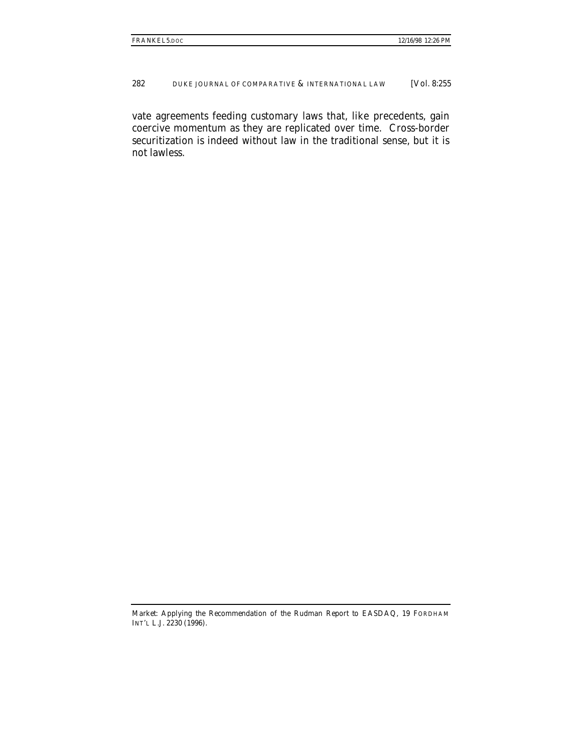vate agreements feeding customary laws that, like precedents, gain coercive momentum as they are replicated over time. Cross-border securitization is indeed without law in the traditional sense, but it is not lawless.

---

Market: Applying the Recommendation of the Rudman Report to EASDAQ, 19 FORDHAM INT'L L.J. 2230 (1996).